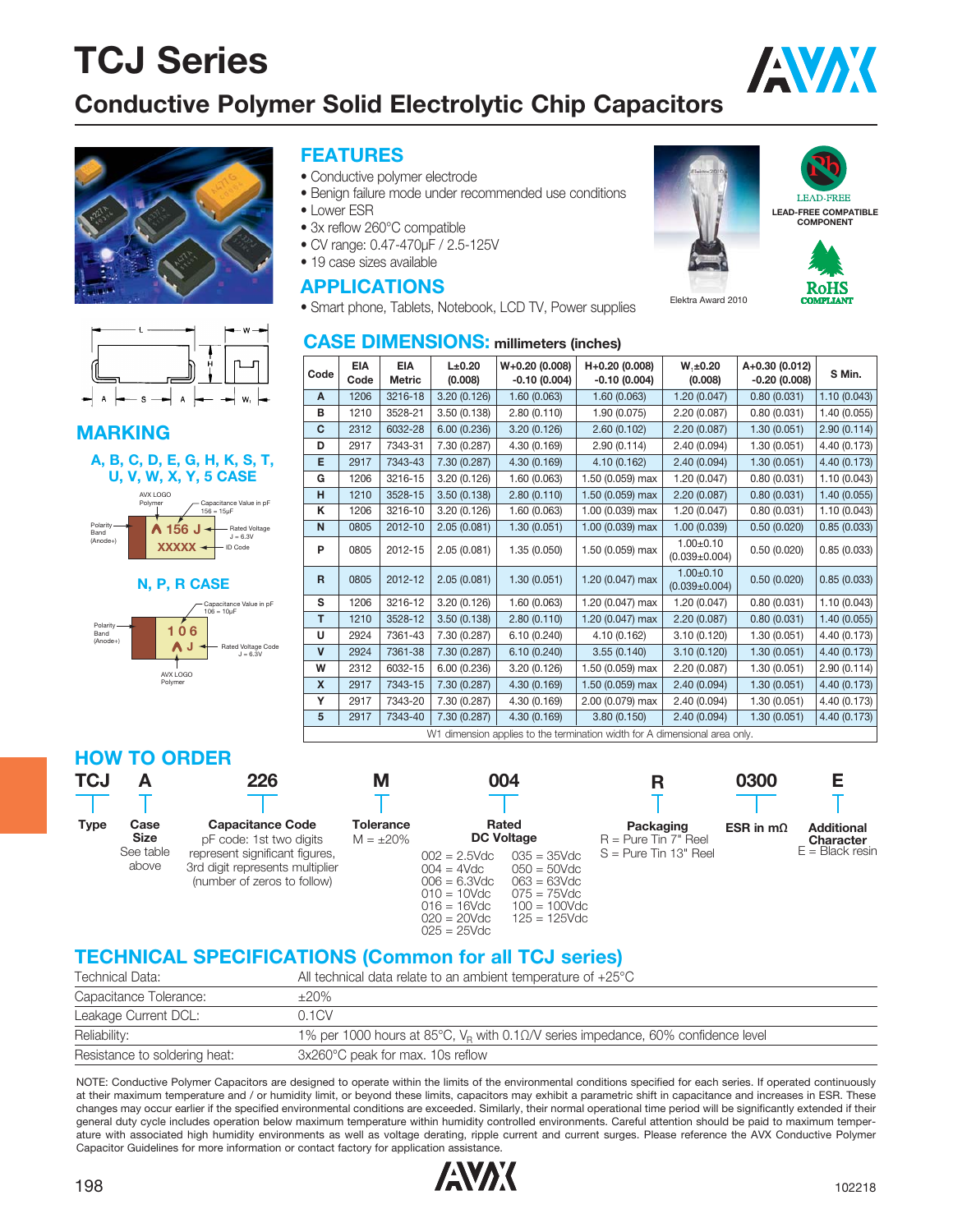# TCJ Series

## Conductive Polymer Solid Electrolytic Chip Capacitors

## FEATURES

- Conductive polymer electrode
- Benign failure mode under recommended use conditions
- Lower ESR
- 3x reflow 260°C compatible
- CV range: 0.47-470μF / 2.5-125V
- 19 case sizes available

## APPLICATIONS

- Smart phone, Tablets, Notebook, LCD TV, Power supplies

Elektra Award 2010

LEAD-FREE COMPATIBLE COMPONENT

RoHS COMPLIANT

## MARKING

### A, B, C, D, E, G, H, K, S, T, U, V, W, X, Y, 5 CASE

AVX LOGO Polymer — Capacitance Value in pF 156 = 15μF — Polarity Band (Anode+) — Rated Voltage J = 6.3V — ID Code

156 J
XXXXX

### N, P, R CASE

Capacitance Value in pF 106 = 10μF — Polarity Band (Anode+) — Rated Voltage Code J = 6.3V — AVX LOGO Polymer

106
J

## CASE DIMENSIONS: millimeters (inches)

| Code | EIA Code | EIA Metric | L±0.20 (0.008) | W+0.20 (0.008) -0.10 (0.004) | H+0.20 (0.008) -0.10 (0.004) | W1±0.20 (0.008) | A+0.30 (0.012) -0.20 (0.008) | S Min. |
|---|---|---|---|---|---|---|---|---|
| A | 1206 | 3216-18 | 3.20 (0.126) | 1.60 (0.063) | 1.60 (0.063) | 1.20 (0.047) | 0.80 (0.031) | 1.10 (0.043) |
| B | 1210 | 3528-21 | 3.50 (0.138) | 2.80 (0.110) | 1.90 (0.075) | 2.20 (0.087) | 0.80 (0.031) | 1.40 (0.055) |
| C | 2312 | 6032-28 | 6.00 (0.236) | 3.20 (0.126) | 2.60 (0.102) | 2.20 (0.087) | 1.30 (0.051) | 2.90 (0.114) |
| D | 2917 | 7343-31 | 7.30 (0.287) | 4.30 (0.169) | 2.90 (0.114) | 2.40 (0.094) | 1.30 (0.051) | 4.40 (0.173) |
| E | 2917 | 7343-43 | 7.30 (0.287) | 4.30 (0.169) | 4.10 (0.162) | 2.40 (0.094) | 1.30 (0.051) | 4.40 (0.173) |
| G | 1206 | 3216-15 | 3.20 (0.126) | 1.60 (0.063) | 1.50 (0.059) max | 1.20 (0.047) | 0.80 (0.031) | 1.10 (0.043) |
| H | 1210 | 3528-15 | 3.50 (0.138) | 2.80 (0.110) | 1.50 (0.059) max | 2.20 (0.087) | 0.80 (0.031) | 1.40 (0.055) |
| K | 1206 | 3216-10 | 3.20 (0.126) | 1.60 (0.063) | 1.00 (0.039) max | 1.20 (0.047) | 0.80 (0.031) | 1.10 (0.043) |
| N | 0805 | 2012-10 | 2.05 (0.081) | 1.30 (0.051) | 1.00 (0.039) max | 1.00 (0.039) | 0.50 (0.020) | 0.85 (0.033) |
| P | 0805 | 2012-15 | 2.05 (0.081) | 1.35 (0.050) | 1.50 (0.059) max | 1.00±0.10 (0.039±0.004) | 0.50 (0.020) | 0.85 (0.033) |
| R | 0805 | 2012-12 | 2.05 (0.081) | 1.30 (0.051) | 1.20 (0.047) max | 1.00±0.10 (0.039±0.004) | 0.50 (0.020) | 0.85 (0.033) |
| S | 1206 | 3216-12 | 3.20 (0.126) | 1.60 (0.063) | 1.20 (0.047) max | 1.20 (0.047) | 0.80 (0.031) | 1.10 (0.043) |
| T | 1210 | 3528-12 | 3.50 (0.138) | 2.80 (0.110) | 1.20 (0.047) max | 2.20 (0.087) | 0.80 (0.031) | 1.40 (0.055) |
| U | 2924 | 7361-43 | 7.30 (0.287) | 6.10 (0.240) | 4.10 (0.162) | 3.10 (0.120) | 1.30 (0.051) | 4.40 (0.173) |
| V | 2924 | 7361-38 | 7.30 (0.287) | 6.10 (0.240) | 3.55 (0.140) | 3.10 (0.120) | 1.30 (0.051) | 4.40 (0.173) |
| W | 2312 | 6032-15 | 6.00 (0.236) | 3.20 (0.126) | 1.50 (0.059) max | 2.20 (0.087) | 1.30 (0.051) | 2.90 (0.114) |
| X | 2917 | 7343-15 | 7.30 (0.287) | 4.30 (0.169) | 1.50 (0.059) max | 2.40 (0.094) | 1.30 (0.051) | 4.40 (0.173) |
| Y | 2917 | 7343-20 | 7.30 (0.287) | 4.30 (0.169) | 2.00 (0.079) max | 2.40 (0.094) | 1.30 (0.051) | 4.40 (0.173) |
| 5 | 2917 | 7343-40 | 7.30 (0.287) | 4.30 (0.169) | 3.80 (0.150) | 2.40 (0.094) | 1.30 (0.051) | 4.40 (0.173) |

W1 dimension applies to the termination width for A dimensional area only.

## HOW TO ORDER

| TCJ | A | 226 | M | 004 | R | 0300 | E |
|---|---|---|---|---|---|---|---|
| **Type** | **Case Size** See table above | **Capacitance Code** pF code: 1st two digits represent significant figures, 3rd digit represents multiplier (number of zeros to follow) | **Tolerance** M = ±20% | **Rated DC Voltage** 002 = 2.5Vdc, 004 = 4Vdc, 006 = 6.3Vdc, 010 = 10Vdc, 016 = 16Vdc, 020 = 20Vdc, 025 = 25Vdc, 035 = 35Vdc, 050 = 50Vdc, 063 = 63Vdc, 075 = 75Vdc, 100 = 100Vdc, 125 = 125Vdc | **Packaging** R = Pure Tin 7" Reel, S = Pure Tin 13" Reel | **ESR in mΩ** | **Additional Character** E = Black resin |

## TECHNICAL SPECIFICATIONS (Common for all TCJ series)

| Technical Data: | All technical data relate to an ambient temperature of +25°C |
|---|---|
| Capacitance Tolerance: | ±20% |
| Leakage Current DCL: | 0.1CV |
| Reliability: | 1% per 1000 hours at 85°C, $V_R$ with 0.1Ω/V series impedance, 60% confidence level |
| Resistance to soldering heat: | 3x260°C peak for max. 10s reflow |

NOTE: Conductive Polymer Capacitors are designed to operate within the limits of the environmental conditions specified for each series. If operated continuously at their maximum temperature and / or humidity limit, or beyond these limits, capacitors may exhibit a parametric shift in capacitance and increases in ESR. These changes may occur earlier if the specified environmental conditions are exceeded. Similarly, their normal operational time period will be significantly extended if their general duty cycle includes operation below maximum temperature within humidity controlled environments. Careful attention should be paid to maximum temperature with associated high humidity environments as well as voltage derating, ripple current and current surges. Please reference the AVX Conductive Polymer Capacitor Guidelines for more information or contact factory for application assistance.

102218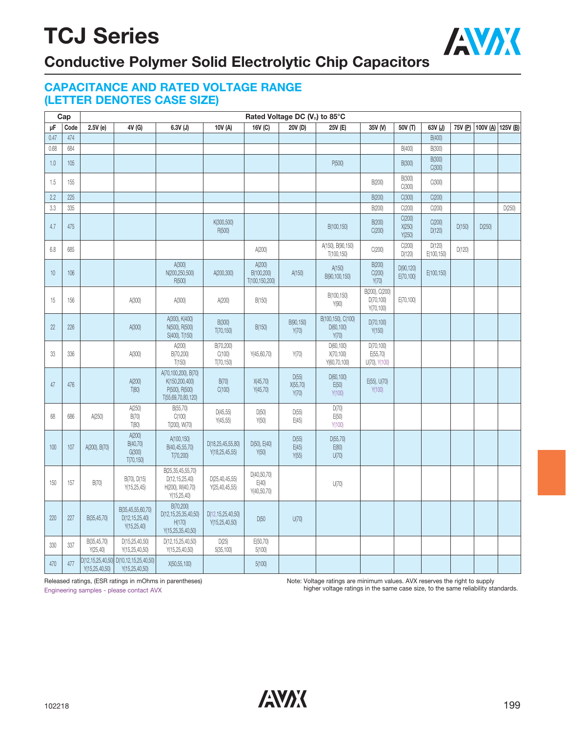# TCJ Series

## Conductive Polymer Solid Electrolytic Chip Capacitors

### CAPACITANCE AND RATED VOLTAGE RANGE (LETTER DENOTES CASE SIZE)

| Cap | | Rated Voltage DC ($V_R$) to 85°C | | | | | | | | | | | | |
|---|---|---|---|---|---|---|---|---|---|---|---|---|---|---|
| μF | Code | 2.5V (e) | 4V (G) | 6.3V (J) | 10V (A) | 16V (C) | 20V (D) | 25V (E) | 35V (V) | 50V (T) | 63V (J) | 75V (P) | 100V (A) | 125V (B) |
| 0.47 | 474 | | | | | | | | | | B(400) | | | |
| 0.68 | 684 | | | | | | | | | B(400) | B(300) | | | |
| 1.0 | 105 | | | | | | | P(500) | | B(300) | B(300) C(300) | | | |
| 1.5 | 155 | | | | | | | | B(200) | B(300) C(300) | C(300) | | | |
| 2.2 | 225 | | | | | | | | B(200) | C(300) | C(200) | | | |
| 3.3 | 335 | | | | | | | | B(200) | C(200) | C(200) | | | D(250) |
| 4.7 | 475 | | | | K(300,500) R(500) | | | B(100,150) | B(200) C(200) | C(200) X(250) Y(250) | C(200) D(120) | D(150) | D(250) | |
| 6.8 | 685 | | | | | A(200) | | A(150), B(90,150) T(100,150) | C(200) | C(200) D(120) | D(120) E(100,150) | D(120) | | |
| 10 | 106 | | | A(300) N(200,250,500) R(500) | A(200,300) | A(200) B(100,200) T(100,150,200) | A(150) | A(150) B(90,100,150) | B(200) C(200) Y(70) | D(90,120) E(70,100) | E(100,150) | | | |
| 15 | 156 | | A(300) | A(300) | A(200) | B(150) | | B(100,150) Y(90) | B(200), C(200) D(70,100) Y(70,100) | E(70,100) | | | | |
| 22 | 226 | | A(300) | A(300), K(400) N(500), R(500) S(400), T(150) | B(300) T(70,150) | B(150) | B(90,150) Y(70) | B(100,150), C(100) D(60,100) Y(70) | D(70,100) Y(150) | | | | | |
| 33 | 336 | | A(300) | A(200) B(70,200) T(150) | B(70,200) C(100) T(70,150) | Y(45,60,70) | Y(70) | D(60,100) X(70,100) Y(60,70,100) | D(70,100) E(55,70) U(70), Y(100) | | | | | |
| 47 | 476 | | A(200) T(80) | A(70,100,200), B(70) K(150,200,400) P(500), R(500) T(55,69,70,80,120) | B(70) C(100) | X(45,70) Y(45,70) | D(55) X(55,70) Y(70) | D(60,100) E(50) Y(100) | E(55), U(70) Y(100) | | | | | |
| 68 | 686 | A(250) | A(250) B(70) T(80) | B(55,70) C(100) T(200), W(70) | D(45,55) Y(45,55) | D(50) Y(50) | D(55) E(45) | D(70) E(50) Y(100) | | | | | | |
| 100 | 107 | A(200), B(70) | A(200) B(40,70) G(300) T(70,150) | A(100,150) B(40,45,55,70) T(70,200) | D(18,25,45,55,80) Y(18,25,45,55) | D(50), E(40) Y(50) | D(55) E(45) Y(55) | D(55,70) E(80) U(70) | | | | | | |
| 150 | 157 | B(70) | B(70), D(15) Y(15,25,45) | B(25,35,45,55,70) D(12,15,25,40) H(200), W(40,70) Y(15,25,40) | D(25,40,45,55) Y(25,40,45,55) | D(40,50,70) E(40) Y(40,50,70) | | U(70) | | | | | | |
| 220 | 227 | B(35,45,70) | B(35,45,55,60,70) D(12,15,25,40) Y(15,25,40) | B(70,200) D(12,15,25,35,40,50) H(170) Y(15,25,35,40,50) | D(12,15,25,40,50) Y(15,25,40,50) | D(50 | U(70) | | | | | | | |
| 330 | 337 | B(35,45,70) Y(25,40) | D(15,25,40,50) Y(15,25,40,50) | D(12,15,25,40,50) Y(15,25,40,50) | D(25) 5(35,100) | E(50,70) 5(100) | | | | | | | | |
| 470 | 477 | D(12,15,25,40,50) Y(15,25,40,50) | D(10,12,15,25,40,50) Y(15,25,40,50) | X(50,55,100) | | 5(100) | | | | | | | | |

Released ratings, (ESR ratings in mOhms in parentheses)

Engineering samples - please contact AVX

Note: Voltage ratings are minimum values. AVX reserves the right to supply higher voltage ratings in the same case size, to the same reliability standards.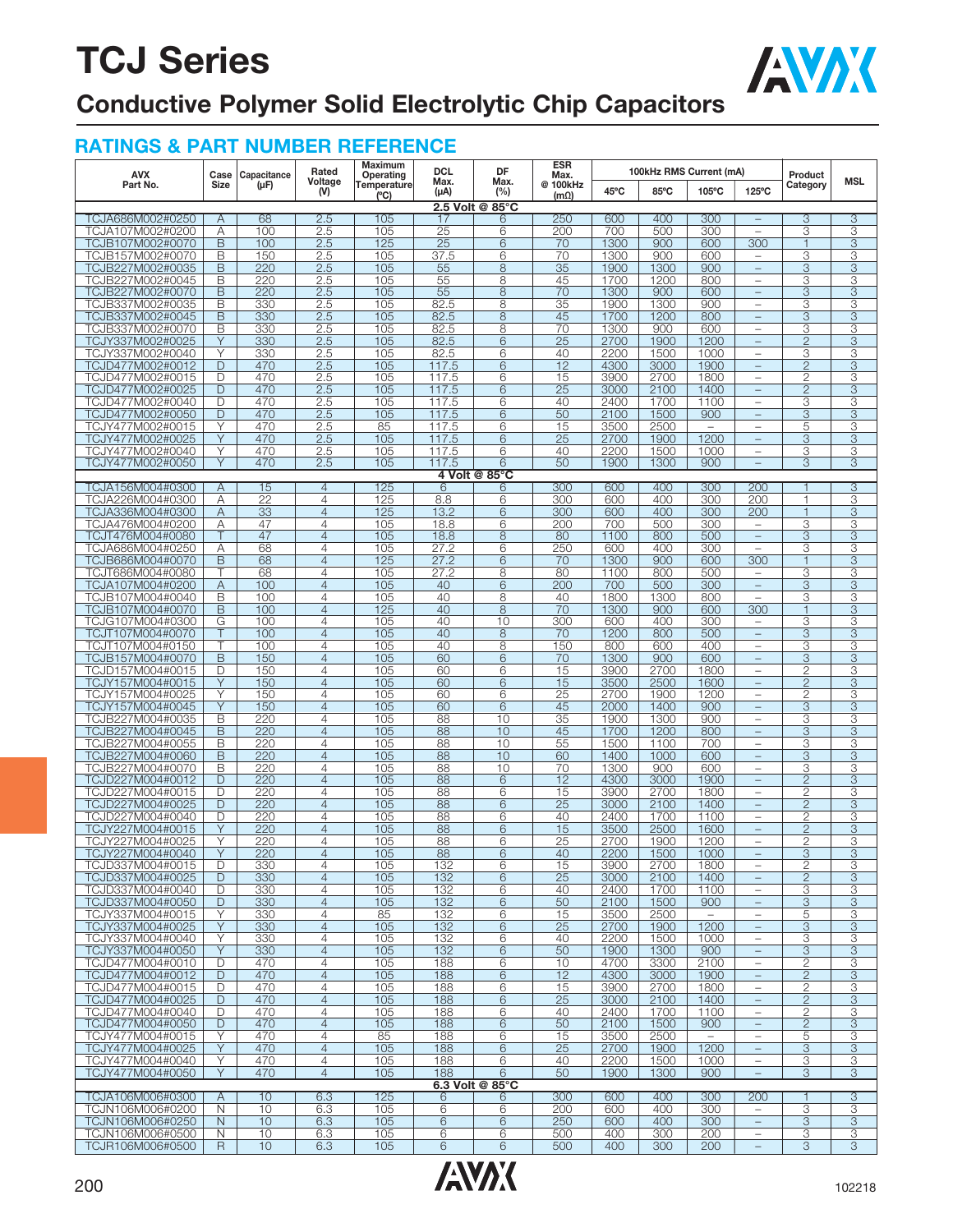# TCJ Series

## Conductive Polymer Solid Electrolytic Chip Capacitors

### RATINGS & PART NUMBER REFERENCE

| AVX Part No. | Case Size | Capacitance (µF) | Rated Voltage (V) | Maximum Operating Temperature (°C) | DCL Max. (µA) | DF Max. (%) | ESR Max. @ 100kHz (mΩ) | 100kHz RMS Current (mA) | | | | Product Category | MSL |
|---|---|---|---|---|---|---|---|---|---|---|---|---|---|
| | | | | | | | | 45°C | 85°C | 105°C | 125°C | | |
| **2.5 Volt @ 85°C** | | | | | | | | | | | | | |
| TCJA686M002#0250 | A | 68 | 2.5 | 105 | 17 | 6 | 250 | 600 | 400 | 300 | – | 3 | 3 |
| TCJA107M002#0200 | A | 100 | 2.5 | 105 | 25 | 6 | 200 | 700 | 500 | 300 | – | 3 | 3 |
| TCJB107M002#0070 | B | 100 | 2.5 | 125 | 25 | 6 | 70 | 1300 | 900 | 600 | 300 | 1 | 3 |
| TCJB157M002#0070 | B | 150 | 2.5 | 105 | 37.5 | 6 | 70 | 1300 | 900 | 600 | – | 3 | 3 |
| TCJB227M002#0035 | B | 220 | 2.5 | 105 | 55 | 8 | 35 | 1900 | 1300 | 900 | – | 3 | 3 |
| TCJB227M002#0045 | B | 220 | 2.5 | 105 | 55 | 8 | 45 | 1700 | 1200 | 800 | – | 3 | 3 |
| TCJB227M002#0070 | B | 220 | 2.5 | 105 | 55 | 8 | 70 | 1300 | 900 | 600 | – | 3 | 3 |
| TCJB337M002#0035 | B | 330 | 2.5 | 105 | 82.5 | 8 | 35 | 1900 | 1300 | 900 | – | 3 | 3 |
| TCJB337M002#0045 | B | 330 | 2.5 | 105 | 82.5 | 8 | 45 | 1700 | 1200 | 800 | – | 3 | 3 |
| TCJB337M002#0070 | B | 330 | 2.5 | 105 | 82.5 | 8 | 70 | 1300 | 900 | 600 | – | 3 | 3 |
| TCJY337M002#0025 | Y | 330 | 2.5 | 105 | 82.5 | 6 | 25 | 2700 | 1900 | 1200 | – | 2 | 3 |
| TCJY337M002#0040 | Y | 330 | 2.5 | 105 | 82.5 | 6 | 40 | 2200 | 1500 | 1000 | – | 3 | 3 |
| TCJD477M002#0012 | D | 470 | 2.5 | 105 | 117.5 | 6 | 12 | 4300 | 3000 | 1900 | – | 2 | 3 |
| TCJD477M002#0015 | D | 470 | 2.5 | 105 | 117.5 | 6 | 15 | 3900 | 2700 | 1800 | – | 2 | 3 |
| TCJD477M002#0025 | D | 470 | 2.5 | 105 | 117.5 | 6 | 25 | 3000 | 2100 | 1400 | – | 2 | 3 |
| TCJD477M002#0040 | D | 470 | 2.5 | 105 | 117.5 | 6 | 40 | 2400 | 1700 | 1100 | – | 3 | 3 |
| TCJD477M002#0050 | D | 470 | 2.5 | 105 | 117.5 | 6 | 50 | 2100 | 1500 | 900 | – | 3 | 3 |
| TCJY477M002#0015 | Y | 470 | 2.5 | 85 | 117.5 | 6 | 15 | 3500 | 2500 | – | – | 5 | 3 |
| TCJY477M002#0025 | Y | 470 | 2.5 | 105 | 117.5 | 6 | 25 | 2700 | 1900 | 1200 | – | 3 | 3 |
| TCJY477M002#0040 | Y | 470 | 2.5 | 105 | 117.5 | 6 | 40 | 2200 | 1500 | 1000 | – | 3 | 3 |
| TCJY477M002#0050 | Y | 470 | 2.5 | 105 | 117.5 | 6 | 50 | 1900 | 1300 | 900 | – | 3 | 3 |
| **4 Volt @ 85°C** | | | | | | | | | | | | | |
| TCJA156M004#0300 | A | 15 | 4 | 125 | 6 | 6 | 300 | 600 | 400 | 300 | 200 | 1 | 3 |
| TCJA226M004#0300 | A | 22 | 4 | 125 | 8.8 | 6 | 300 | 600 | 400 | 300 | 200 | 1 | 3 |
| TCJA336M004#0300 | A | 33 | 4 | 125 | 13.2 | 6 | 300 | 600 | 400 | 300 | 200 | 1 | 3 |
| TCJA476M004#0200 | A | 47 | 4 | 105 | 18.8 | 6 | 200 | 700 | 500 | 300 | – | 3 | 3 |
| TCJT476M004#0080 | T | 47 | 4 | 105 | 18.8 | 8 | 80 | 1100 | 800 | 500 | – | 3 | 3 |
| TCJA686M004#0250 | A | 68 | 4 | 105 | 27.2 | 6 | 250 | 600 | 400 | 300 | – | 3 | 3 |
| TCJB686M004#0070 | B | 68 | 4 | 125 | 27.2 | 6 | 70 | 1300 | 900 | 600 | 300 | 1 | 3 |
| TCJT686M004#0080 | T | 68 | 4 | 105 | 27.2 | 8 | 80 | 1100 | 800 | 500 | – | 3 | 3 |
| TCJA107M004#0200 | A | 100 | 4 | 105 | 40 | 6 | 200 | 700 | 500 | 300 | – | 3 | 3 |
| TCJB107M004#0040 | B | 100 | 4 | 105 | 40 | 8 | 40 | 1800 | 1300 | 800 | – | 3 | 3 |
| TCJB107M004#0070 | B | 100 | 4 | 125 | 40 | 8 | 70 | 1300 | 900 | 600 | 300 | 1 | 3 |
| TCJG107M004#0300 | G | 100 | 4 | 105 | 40 | 10 | 300 | 600 | 400 | 300 | – | 3 | 3 |
| TCJT107M004#0070 | T | 100 | 4 | 105 | 40 | 8 | 70 | 1200 | 800 | 500 | – | 3 | 3 |
| TCJT107M004#0150 | T | 100 | 4 | 105 | 40 | 8 | 150 | 800 | 600 | 400 | – | 3 | 3 |
| TCJB157M004#0070 | B | 150 | 4 | 105 | 60 | 6 | 70 | 1300 | 900 | 600 | – | 3 | 3 |
| TCJD157M004#0015 | D | 150 | 4 | 105 | 60 | 6 | 15 | 3900 | 2700 | 1800 | – | 2 | 3 |
| TCJY157M004#0015 | Y | 150 | 4 | 105 | 60 | 6 | 15 | 3500 | 2500 | 1600 | – | 2 | 3 |
| TCJY157M004#0025 | Y | 150 | 4 | 105 | 60 | 6 | 25 | 2700 | 1900 | 1200 | – | 2 | 3 |
| TCJY157M004#0045 | Y | 150 | 4 | 105 | 60 | 6 | 45 | 2000 | 1400 | 900 | – | 3 | 3 |
| TCJB227M004#0035 | B | 220 | 4 | 105 | 88 | 10 | 35 | 1900 | 1300 | 900 | – | 3 | 3 |
| TCJB227M004#0045 | B | 220 | 4 | 105 | 88 | 10 | 45 | 1700 | 1200 | 800 | – | 3 | 3 |
| TCJB227M004#0055 | B | 220 | 4 | 105 | 88 | 10 | 55 | 1500 | 1100 | 700 | – | 3 | 3 |
| TCJB227M004#0060 | B | 220 | 4 | 105 | 88 | 10 | 60 | 1400 | 1000 | 600 | – | 3 | 3 |
| TCJB227M004#0070 | B | 220 | 4 | 105 | 88 | 10 | 70 | 1300 | 900 | 600 | – | 3 | 3 |
| TCJD227M004#0012 | D | 220 | 4 | 105 | 88 | 6 | 12 | 4300 | 3000 | 1900 | – | 2 | 3 |
| TCJD227M004#0015 | D | 220 | 4 | 105 | 88 | 6 | 15 | 3900 | 2700 | 1800 | – | 2 | 3 |
| TCJD227M004#0025 | D | 220 | 4 | 105 | 88 | 6 | 25 | 3000 | 2100 | 1400 | – | 2 | 3 |
| TCJD227M004#0040 | D | 220 | 4 | 105 | 88 | 6 | 40 | 2400 | 1700 | 1100 | – | 2 | 3 |
| TCJY227M004#0015 | Y | 220 | 4 | 105 | 88 | 6 | 15 | 3500 | 2500 | 1600 | – | 2 | 3 |
| TCJY227M004#0025 | Y | 220 | 4 | 105 | 88 | 6 | 25 | 2700 | 1900 | 1200 | – | 2 | 3 |
| TCJY227M004#0040 | Y | 220 | 4 | 105 | 88 | 6 | 40 | 2200 | 1500 | 1000 | – | 3 | 3 |
| TCJD337M004#0015 | D | 330 | 4 | 105 | 132 | 6 | 15 | 3900 | 2700 | 1800 | – | 2 | 3 |
| TCJD337M004#0025 | D | 330 | 4 | 105 | 132 | 6 | 25 | 3000 | 2100 | 1400 | – | 2 | 3 |
| TCJD337M004#0040 | D | 330 | 4 | 105 | 132 | 6 | 40 | 2400 | 1700 | 1100 | – | 3 | 3 |
| TCJD337M004#0050 | D | 330 | 4 | 105 | 132 | 6 | 50 | 2100 | 1500 | 900 | – | 3 | 3 |
| TCJY337M004#0015 | Y | 330 | 4 | 85 | 132 | 6 | 15 | 3500 | 2500 | – | – | 5 | 3 |
| TCJY337M004#0025 | Y | 330 | 4 | 105 | 132 | 6 | 25 | 2700 | 1900 | 1200 | – | 3 | 3 |
| TCJY337M004#0040 | Y | 330 | 4 | 105 | 132 | 6 | 40 | 2200 | 1500 | 1000 | – | 3 | 3 |
| TCJY337M004#0050 | Y | 330 | 4 | 105 | 132 | 6 | 50 | 1900 | 1300 | 900 | – | 3 | 3 |
| TCJD477M004#0010 | D | 470 | 4 | 105 | 188 | 6 | 10 | 4700 | 3300 | 2100 | – | 2 | 3 |
| TCJD477M004#0012 | D | 470 | 4 | 105 | 188 | 6 | 12 | 4300 | 3000 | 1900 | – | 2 | 3 |
| TCJD477M004#0015 | D | 470 | 4 | 105 | 188 | 6 | 15 | 3900 | 2700 | 1800 | – | 2 | 3 |
| TCJD477M004#0025 | D | 470 | 4 | 105 | 188 | 6 | 25 | 3000 | 2100 | 1400 | – | 2 | 3 |
| TCJD477M004#0040 | D | 470 | 4 | 105 | 188 | 6 | 40 | 2400 | 1700 | 1100 | – | 2 | 3 |
| TCJD477M004#0050 | D | 470 | 4 | 105 | 188 | 6 | 50 | 2100 | 1500 | 900 | – | 2 | 3 |
| TCJY477M004#0015 | Y | 470 | 4 | 85 | 188 | 6 | 15 | 3500 | 2500 | – | – | 5 | 3 |
| TCJY477M004#0025 | Y | 470 | 4 | 105 | 188 | 6 | 25 | 2700 | 1900 | 1200 | – | 3 | 3 |
| TCJY477M004#0040 | Y | 470 | 4 | 105 | 188 | 6 | 40 | 2200 | 1500 | 1000 | – | 3 | 3 |
| TCJY477M004#0050 | Y | 470 | 4 | 105 | 188 | 6 | 50 | 1900 | 1300 | 900 | – | 3 | 3 |
| **6.3 Volt @ 85°C** | | | | | | | | | | | | | |
| TCJA106M006#0300 | A | 10 | 6.3 | 125 | 6 | 6 | 300 | 600 | 400 | 300 | 200 | 1 | 3 |
| TCJN106M006#0200 | N | 10 | 6.3 | 105 | 6 | 6 | 200 | 600 | 400 | 300 | – | 3 | 3 |
| TCJN106M006#0250 | N | 10 | 6.3 | 105 | 6 | 6 | 250 | 600 | 400 | 300 | – | 3 | 3 |
| TCJN106M006#0500 | N | 10 | 6.3 | 105 | 6 | 6 | 500 | 400 | 300 | 200 | – | 3 | 3 |
| TCJR106M006#0500 | R | 10 | 6.3 | 105 | 6 | 6 | 500 | 400 | 300 | 200 | – | 3 | 3 |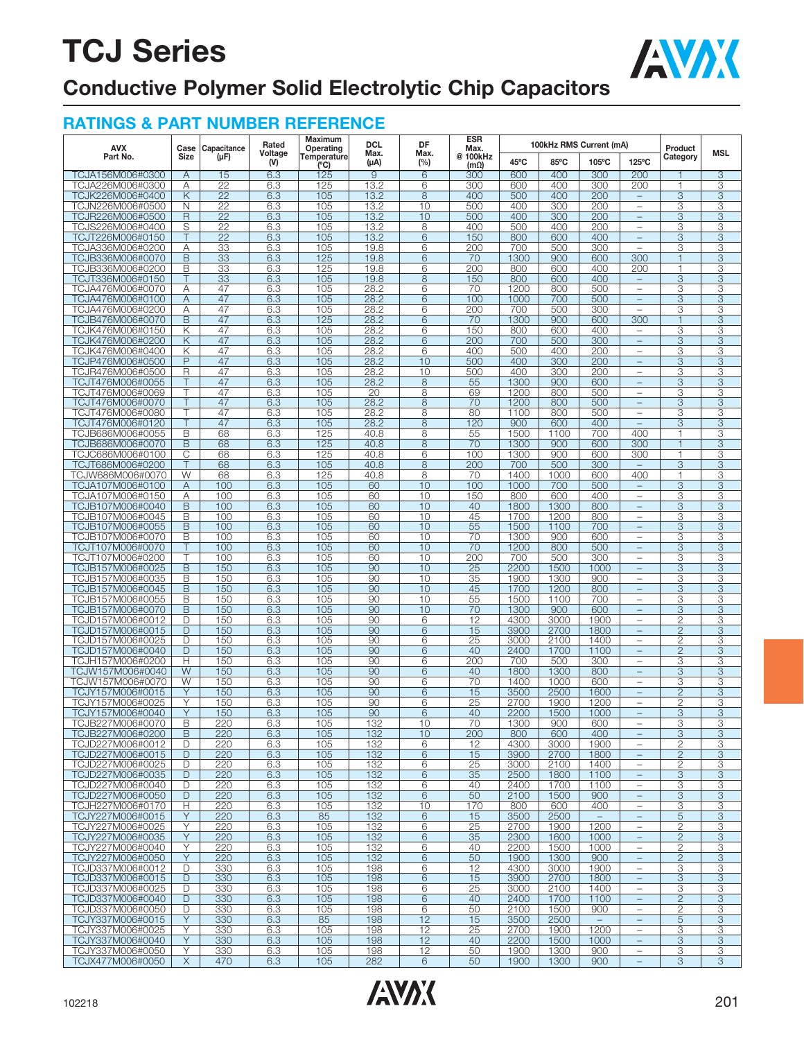# TCJ Series

## Conductive Polymer Solid Electrolytic Chip Capacitors

### RATINGS & PART NUMBER REFERENCE

| AVX Part No. | Case Size | Capacitance (μF) | Rated Voltage (V) | Maximum Operating Temperature (°C) | DCL Max. (μA) | DF Max. (%) | ESR Max. @ 100kHz (mΩ) | 100kHz RMS Current (mA) | | | | Product Category | MSL |
|---|---|---|---|---|---|---|---|---|---|---|---|---|---|
| | | | | | | | | 45°C | 85°C | 105°C | 125°C | | |
| TCJA156M006#0300 | A | 15 | 6.3 | 125 | 9 | 6 | 300 | 600 | 400 | 300 | 200 | 1 | 3 |
| TCJA226M006#0300 | A | 22 | 6.3 | 125 | 13.2 | 6 | 300 | 600 | 400 | 300 | 200 | 1 | 3 |
| TCJK226M006#0400 | K | 22 | 6.3 | 105 | 13.2 | 8 | 400 | 500 | 400 | 200 | – | 3 | 3 |
| TCJN226M006#0500 | N | 22 | 6.3 | 105 | 13.2 | 10 | 500 | 400 | 300 | 200 | – | 3 | 3 |
| TCJR226M006#0500 | R | 22 | 6.3 | 105 | 13.2 | 10 | 500 | 400 | 300 | 200 | – | 3 | 3 |
| TCJS226M006#0400 | S | 22 | 6.3 | 105 | 13.2 | 8 | 400 | 500 | 400 | 200 | – | 3 | 3 |
| TCJT226M006#0150 | T | 22 | 6.3 | 105 | 13.2 | 6 | 150 | 800 | 600 | 400 | – | 3 | 3 |
| TCJA336M006#0200 | A | 33 | 6.3 | 105 | 19.8 | 6 | 200 | 700 | 500 | 300 | – | 3 | 3 |
| TCJB336M006#0070 | B | 33 | 6.3 | 125 | 19.8 | 6 | 70 | 1300 | 900 | 600 | 300 | 1 | 3 |
| TCJB336M006#0200 | B | 33 | 6.3 | 125 | 19.8 | 6 | 200 | 800 | 600 | 400 | 200 | 1 | 3 |
| TCJT336M006#0150 | T | 33 | 6.3 | 105 | 19.8 | 8 | 150 | 800 | 600 | 400 | – | 3 | 3 |
| TCJA476M006#0070 | A | 47 | 6.3 | 105 | 28.2 | 6 | 70 | 1200 | 800 | 500 | – | 3 | 3 |
| TCJA476M006#0100 | A | 47 | 6.3 | 105 | 28.2 | 6 | 100 | 1000 | 700 | 500 | – | 3 | 3 |
| TCJA476M006#0200 | A | 47 | 6.3 | 105 | 28.2 | 6 | 200 | 700 | 500 | 300 | – | 3 | 3 |
| TCJB476M006#0070 | B | 47 | 6.3 | 125 | 28.2 | 6 | 70 | 1300 | 900 | 600 | 300 | 1 | 3 |
| TCJK476M006#0150 | K | 47 | 6.3 | 105 | 28.2 | 6 | 150 | 800 | 600 | 400 | – | 3 | 3 |
| TCJK476M006#0200 | K | 47 | 6.3 | 105 | 28.2 | 6 | 200 | 700 | 500 | 300 | – | 3 | 3 |
| TCJK476M006#0400 | K | 47 | 6.3 | 105 | 28.2 | 6 | 400 | 500 | 400 | 200 | – | 3 | 3 |
| TCJP476M006#0500 | P | 47 | 6.3 | 105 | 28.2 | 10 | 500 | 400 | 300 | 200 | – | 3 | 3 |
| TCJR476M006#0500 | R | 47 | 6.3 | 105 | 28.2 | 10 | 500 | 400 | 300 | 200 | – | 3 | 3 |
| TCJT476M006#0055 | T | 47 | 6.3 | 105 | 28.2 | 8 | 55 | 1300 | 900 | 600 | – | 3 | 3 |
| TCJT476M006#0069 | T | 47 | 6.3 | 105 | 20 | 8 | 69 | 1200 | 800 | 500 | – | 3 | 3 |
| TCJT476M006#0070 | T | 47 | 6.3 | 105 | 28.2 | 8 | 70 | 1200 | 800 | 500 | – | 3 | 3 |
| TCJT476M006#0080 | T | 47 | 6.3 | 105 | 28.2 | 8 | 80 | 1100 | 800 | 500 | – | 3 | 3 |
| TCJT476M006#0120 | T | 47 | 6.3 | 105 | 28.2 | 8 | 120 | 900 | 600 | 400 | – | 3 | 3 |
| TCJB686M006#0055 | B | 68 | 6.3 | 125 | 40.8 | 8 | 55 | 1500 | 1100 | 700 | 400 | 1 | 3 |
| TCJB686M006#0070 | B | 68 | 6.3 | 125 | 40.8 | 8 | 70 | 1300 | 900 | 600 | 300 | 1 | 3 |
| TCJC686M006#0100 | C | 68 | 6.3 | 125 | 40.8 | 6 | 100 | 1300 | 900 | 600 | 300 | 1 | 3 |
| TCJT686M006#0200 | T | 68 | 6.3 | 105 | 40.8 | 8 | 200 | 700 | 500 | 300 | – | 3 | 3 |
| TCJW686M006#0070 | W | 68 | 6.3 | 125 | 40.8 | 8 | 70 | 1400 | 1000 | 600 | 400 | 1 | 3 |
| TCJA107M006#0100 | A | 100 | 6.3 | 105 | 60 | 10 | 100 | 1000 | 700 | 500 | – | 3 | 3 |
| TCJA107M006#0150 | A | 100 | 6.3 | 105 | 60 | 10 | 150 | 800 | 600 | 400 | – | 3 | 3 |
| TCJB107M006#0040 | B | 100 | 6.3 | 105 | 60 | 10 | 40 | 1800 | 1300 | 800 | – | 3 | 3 |
| TCJB107M006#0045 | B | 100 | 6.3 | 105 | 60 | 10 | 45 | 1700 | 1200 | 800 | – | 3 | 3 |
| TCJB107M006#0055 | B | 100 | 6.3 | 105 | 60 | 10 | 55 | 1500 | 1100 | 700 | – | 3 | 3 |
| TCJB107M006#0070 | B | 100 | 6.3 | 105 | 60 | 10 | 70 | 1300 | 900 | 600 | – | 3 | 3 |
| TCJT107M006#0070 | T | 100 | 6.3 | 105 | 60 | 10 | 70 | 1200 | 800 | 500 | – | 3 | 3 |
| TCJT107M006#0200 | T | 100 | 6.3 | 105 | 60 | 10 | 200 | 700 | 500 | 300 | – | 3 | 3 |
| TCJB157M006#0025 | B | 150 | 6.3 | 105 | 90 | 10 | 25 | 2200 | 1500 | 1000 | – | 3 | 3 |
| TCJB157M006#0035 | B | 150 | 6.3 | 105 | 90 | 10 | 35 | 1900 | 1300 | 900 | – | 3 | 3 |
| TCJB157M006#0045 | B | 150 | 6.3 | 105 | 90 | 10 | 45 | 1700 | 1200 | 800 | – | 3 | 3 |
| TCJB157M006#0055 | B | 150 | 6.3 | 105 | 90 | 10 | 55 | 1500 | 1100 | 700 | – | 3 | 3 |
| TCJB157M006#0070 | B | 150 | 6.3 | 105 | 90 | 10 | 70 | 1300 | 900 | 600 | – | 3 | 3 |
| TCJD157M006#0012 | D | 150 | 6.3 | 105 | 90 | 6 | 12 | 4300 | 3000 | 1900 | – | 2 | 3 |
| TCJD157M006#0015 | D | 150 | 6.3 | 105 | 90 | 6 | 15 | 3900 | 2700 | 1800 | – | 2 | 3 |
| TCJD157M006#0025 | D | 150 | 6.3 | 105 | 90 | 6 | 25 | 3000 | 2100 | 1400 | – | 2 | 3 |
| TCJD157M006#0040 | D | 150 | 6.3 | 105 | 90 | 6 | 40 | 2400 | 1700 | 1100 | – | 2 | 3 |
| TCJH157M006#0200 | H | 150 | 6.3 | 105 | 90 | 6 | 200 | 700 | 500 | 300 | – | 3 | 3 |
| TCJW157M006#0040 | W | 150 | 6.3 | 105 | 90 | 6 | 40 | 1800 | 1300 | 800 | – | 3 | 3 |
| TCJW157M006#0070 | W | 150 | 6.3 | 105 | 90 | 6 | 70 | 1400 | 1000 | 600 | – | 3 | 3 |
| TCJY157M006#0015 | Y | 150 | 6.3 | 105 | 90 | 6 | 15 | 3500 | 2500 | 1600 | – | 2 | 3 |
| TCJY157M006#0025 | Y | 150 | 6.3 | 105 | 90 | 6 | 25 | 2700 | 1900 | 1200 | – | 2 | 3 |
| TCJY157M006#0040 | Y | 150 | 6.3 | 105 | 90 | 6 | 40 | 2200 | 1500 | 1000 | – | 3 | 3 |
| TCJB227M006#0070 | B | 220 | 6.3 | 105 | 132 | 10 | 70 | 1300 | 900 | 600 | – | 3 | 3 |
| TCJB227M006#0200 | B | 220 | 6.3 | 105 | 132 | 10 | 200 | 800 | 600 | 400 | – | 3 | 3 |
| TCJD227M006#0012 | D | 220 | 6.3 | 105 | 132 | 6 | 12 | 4300 | 3000 | 1900 | – | 2 | 3 |
| TCJD227M006#0015 | D | 220 | 6.3 | 105 | 132 | 6 | 15 | 3900 | 2700 | 1800 | – | 2 | 3 |
| TCJD227M006#0025 | D | 220 | 6.3 | 105 | 132 | 6 | 25 | 3000 | 2100 | 1400 | – | 2 | 3 |
| TCJD227M006#0035 | D | 220 | 6.3 | 105 | 132 | 6 | 35 | 2500 | 1800 | 1100 | – | 3 | 3 |
| TCJD227M006#0040 | D | 220 | 6.3 | 105 | 132 | 6 | 40 | 2400 | 1700 | 1100 | – | 3 | 3 |
| TCJD227M006#0050 | D | 220 | 6.3 | 105 | 132 | 6 | 50 | 2100 | 1500 | 900 | – | 3 | 3 |
| TCJH227M006#0170 | H | 220 | 6.3 | 105 | 132 | 10 | 170 | 800 | 600 | 400 | – | 3 | 3 |
| TCJY227M006#0015 | Y | 220 | 6.3 | 85 | 132 | 6 | 15 | 3500 | 2500 | – | – | 5 | 3 |
| TCJY227M006#0025 | Y | 220 | 6.3 | 105 | 132 | 6 | 25 | 2700 | 1900 | 1200 | – | 2 | 3 |
| TCJY227M006#0035 | Y | 220 | 6.3 | 105 | 132 | 6 | 35 | 2300 | 1600 | 1000 | – | 2 | 3 |
| TCJY227M006#0040 | Y | 220 | 6.3 | 105 | 132 | 6 | 40 | 2200 | 1500 | 1000 | – | 2 | 3 |
| TCJY227M006#0050 | Y | 220 | 6.3 | 105 | 132 | 6 | 50 | 1900 | 1300 | 900 | – | 2 | 3 |
| TCJD337M006#0012 | D | 330 | 6.3 | 105 | 198 | 6 | 12 | 4300 | 3000 | 1900 | – | 3 | 3 |
| TCJD337M006#0015 | D | 330 | 6.3 | 105 | 198 | 6 | 15 | 3900 | 2700 | 1800 | – | 3 | 3 |
| TCJD337M006#0025 | D | 330 | 6.3 | 105 | 198 | 6 | 25 | 3000 | 2100 | 1400 | – | 3 | 3 |
| TCJD337M006#0040 | D | 330 | 6.3 | 105 | 198 | 6 | 40 | 2400 | 1700 | 1100 | – | 2 | 3 |
| TCJD337M006#0050 | D | 330 | 6.3 | 105 | 198 | 6 | 50 | 2100 | 1500 | 900 | – | 2 | 3 |
| TCJY337M006#0015 | Y | 330 | 6.3 | 85 | 198 | 12 | 15 | 3500 | 2500 | – | – | 5 | 3 |
| TCJY337M006#0025 | Y | 330 | 6.3 | 105 | 198 | 12 | 25 | 2700 | 1900 | 1200 | – | 3 | 3 |
| TCJY337M006#0040 | Y | 330 | 6.3 | 105 | 198 | 12 | 40 | 2200 | 1500 | 1000 | – | 3 | 3 |
| TCJY337M006#0050 | Y | 330 | 6.3 | 105 | 198 | 12 | 50 | 1900 | 1300 | 900 | – | 3 | 3 |
| TCJX477M006#0050 | X | 470 | 6.3 | 105 | 282 | 6 | 50 | 1900 | 1300 | 900 | – | 3 | 3 |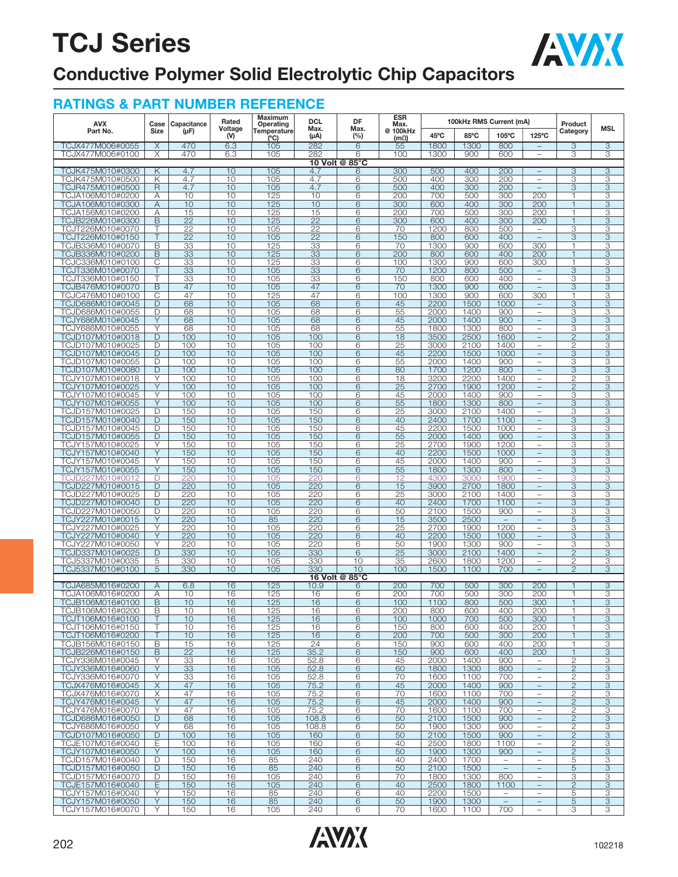# TCJ Series

## Conductive Polymer Solid Electrolytic Chip Capacitors

### RATINGS & PART NUMBER REFERENCE

| AVX Part No. | Case Size | Capacitance (μF) | Rated Voltage (V) | Maximum Operating Temperature (°C) | DCL Max. (μA) | DF Max. (%) | ESR Max. @ 100kHz (mΩ) | 100kHz RMS Current (mA) | | | | Product Category | MSL |
|---|---|---|---|---|---|---|---|---|---|---|---|---|---|
| | | | | | | | | 45°C | 85°C | 105°C | 125°C | | |
| TCJX477M006#0055 | X | 470 | 6.3 | 105 | 282 | 6 | 55 | 1800 | 1300 | 800 | – | 3 | 3 |
| TCJX477M006#0100 | X | 470 | 6.3 | 105 | 282 | 6 | 100 | 1300 | 900 | 600 | – | 3 | 3 |
| **10 Volt @ 85°C** | | | | | | | | | | | | | |
| TCJK475M010#0300 | K | 4.7 | 10 | 105 | 4.7 | 6 | 300 | 500 | 400 | 200 | – | 3 | 3 |
| TCJK475M010#0500 | K | 4.7 | 10 | 105 | 4.7 | 6 | 500 | 400 | 300 | 200 | – | 3 | 3 |
| TCJR475M010#0500 | R | 4.7 | 10 | 105 | 4.7 | 6 | 500 | 400 | 300 | 200 | – | 3 | 3 |
| TCJA106M010#0200 | A | 10 | 10 | 125 | 10 | 6 | 200 | 700 | 500 | 300 | 200 | 1 | 3 |
| TCJA106M010#0300 | A | 10 | 10 | 125 | 10 | 6 | 300 | 600 | 400 | 300 | 200 | 1 | 3 |
| TCJA156M010#0200 | A | 15 | 10 | 125 | 15 | 6 | 200 | 700 | 500 | 300 | 200 | 1 | 3 |
| TCJB226M010#0300 | B | 22 | 10 | 125 | 22 | 6 | 300 | 600 | 400 | 300 | 200 | 1 | 3 |
| TCJT226M010#0070 | T | 22 | 10 | 105 | 22 | 6 | 70 | 1200 | 800 | 500 | – | 3 | 3 |
| TCJT226M010#0150 | T | 22 | 10 | 105 | 22 | 6 | 150 | 800 | 600 | 400 | – | 3 | 3 |
| TCJB336M010#0070 | B | 33 | 10 | 125 | 33 | 6 | 70 | 1300 | 900 | 600 | 300 | 1 | 3 |
| TCJB336M010#0200 | B | 33 | 10 | 125 | 33 | 6 | 200 | 800 | 600 | 400 | 200 | 1 | 3 |
| TCJC336M010#0100 | C | 33 | 10 | 125 | 33 | 6 | 100 | 1300 | 900 | 600 | 300 | 1 | 3 |
| TCJT336M010#0070 | T | 33 | 10 | 105 | 33 | 6 | 70 | 1200 | 800 | 500 | – | 3 | 3 |
| TCJT336M010#0150 | T | 33 | 10 | 105 | 33 | 6 | 150 | 800 | 600 | 400 | – | 3 | 3 |
| TCJB476M010#0070 | B | 47 | 10 | 105 | 47 | 6 | 70 | 1300 | 900 | 600 | – | 3 | 3 |
| TCJC476M010#0100 | C | 47 | 10 | 125 | 47 | 6 | 100 | 1300 | 900 | 600 | 300 | 1 | 3 |
| TCJD686M010#0045 | D | 68 | 10 | 105 | 68 | 6 | 45 | 2200 | 1500 | 1000 | – | 3 | 3 |
| TCJD686M010#0055 | D | 68 | 10 | 105 | 68 | 6 | 55 | 2000 | 1400 | 900 | – | 3 | 3 |
| TCJY686M010#0045 | Y | 68 | 10 | 105 | 68 | 6 | 45 | 2000 | 1400 | 900 | – | 3 | 3 |
| TCJY686M010#0055 | Y | 68 | 10 | 105 | 68 | 6 | 55 | 1800 | 1300 | 800 | – | 3 | 3 |
| TCJD107M010#0018 | D | 100 | 10 | 105 | 100 | 6 | 18 | 3500 | 2500 | 1600 | – | 2 | 3 |
| TCJD107M010#0025 | D | 100 | 10 | 105 | 100 | 6 | 25 | 3000 | 2100 | 1400 | – | 2 | 3 |
| TCJD107M010#0045 | D | 100 | 10 | 105 | 100 | 6 | 45 | 2200 | 1500 | 1000 | – | 3 | 3 |
| TCJD107M010#0055 | D | 100 | 10 | 105 | 100 | 6 | 55 | 2000 | 1400 | 900 | – | 3 | 3 |
| TCJD107M010#0080 | D | 100 | 10 | 105 | 100 | 6 | 80 | 1700 | 1200 | 800 | – | 3 | 3 |
| TCJY107M010#0018 | Y | 100 | 10 | 105 | 100 | 6 | 18 | 3200 | 2200 | 1400 | – | 2 | 3 |
| TCJY107M010#0025 | Y | 100 | 10 | 105 | 100 | 6 | 25 | 2700 | 1900 | 1200 | – | 2 | 3 |
| TCJY107M010#0045 | Y | 100 | 10 | 105 | 100 | 6 | 45 | 2000 | 1400 | 900 | – | 3 | 3 |
| TCJY107M010#0055 | Y | 100 | 10 | 105 | 100 | 6 | 55 | 1800 | 1300 | 800 | – | 3 | 3 |
| TCJD157M010#0025 | D | 150 | 10 | 105 | 150 | 6 | 25 | 3000 | 2100 | 1400 | – | 3 | 3 |
| TCJD157M010#0040 | D | 150 | 10 | 105 | 150 | 6 | 40 | 2400 | 1700 | 1100 | – | 3 | 3 |
| TCJD157M010#0045 | D | 150 | 10 | 105 | 150 | 6 | 45 | 2200 | 1500 | 1000 | – | 3 | 3 |
| TCJD157M010#0055 | D | 150 | 10 | 105 | 150 | 6 | 55 | 2000 | 1400 | 900 | – | 3 | 3 |
| TCJY157M010#0025 | Y | 150 | 10 | 105 | 150 | 6 | 25 | 2700 | 1900 | 1200 | – | 3 | 3 |
| TCJY157M010#0040 | Y | 150 | 10 | 105 | 150 | 6 | 40 | 2200 | 1500 | 1000 | – | 3 | 3 |
| TCJY157M010#0045 | Y | 150 | 10 | 105 | 150 | 6 | 45 | 2000 | 1400 | 900 | – | 3 | 3 |
| TCJY157M010#0055 | Y | 150 | 10 | 105 | 150 | 6 | 55 | 1800 | 1300 | 800 | – | 3 | 3 |
| TCJD227M010#0012 | D | 220 | 10 | 105 | 220 | 6 | 12 | 4300 | 3000 | 1900 | – | 3 | 3 |
| TCJD227M010#0015 | D | 220 | 10 | 105 | 220 | 6 | 15 | 3900 | 2700 | 1800 | – | 3 | 3 |
| TCJD227M010#0025 | D | 220 | 10 | 105 | 220 | 6 | 25 | 3000 | 2100 | 1400 | – | 3 | 3 |
| TCJD227M010#0040 | D | 220 | 10 | 105 | 220 | 6 | 40 | 2400 | 1700 | 1100 | – | 3 | 3 |
| TCJD227M010#0050 | D | 220 | 10 | 105 | 220 | 6 | 50 | 2100 | 1500 | 900 | – | 3 | 3 |
| TCJY227M010#0015 | Y | 220 | 10 | 85 | 220 | 6 | 15 | 3500 | 2500 | – | – | 5 | 3 |
| TCJY227M010#0025 | Y | 220 | 10 | 105 | 220 | 6 | 25 | 2700 | 1900 | 1200 | – | 3 | 3 |
| TCJY227M010#0040 | Y | 220 | 10 | 105 | 220 | 6 | 40 | 2200 | 1500 | 1000 | – | 3 | 3 |
| TCJY227M010#0050 | Y | 220 | 10 | 105 | 220 | 6 | 50 | 1900 | 1300 | 900 | – | 3 | 3 |
| TCJD337M010#0025 | D | 330 | 10 | 105 | 330 | 6 | 25 | 3000 | 2100 | 1400 | – | 2 | 3 |
| TCJ5337M010#0035 | 5 | 330 | 10 | 105 | 330 | 10 | 35 | 2600 | 1800 | 1200 | – | 2 | 3 |
| TCJ5337M010#0100 | 5 | 330 | 10 | 105 | 330 | 10 | 100 | 1500 | 1100 | 700 | – | 2 | 3 |
| **16 Volt @ 85°C** | | | | | | | | | | | | | |
| TCJA685M016#0200 | A | 6.8 | 16 | 125 | 10.9 | 6 | 200 | 700 | 500 | 300 | 200 | 1 | 3 |
| TCJA106M016#0200 | A | 10 | 16 | 125 | 16 | 6 | 200 | 700 | 500 | 300 | 200 | 1 | 3 |
| TCJB106M016#0100 | B | 10 | 16 | 125 | 16 | 6 | 100 | 1100 | 800 | 500 | 300 | 1 | 3 |
| TCJB106M016#0200 | B | 10 | 16 | 125 | 16 | 6 | 200 | 800 | 600 | 400 | 200 | 1 | 3 |
| TCJT106M016#0100 | T | 10 | 16 | 125 | 16 | 6 | 100 | 1000 | 700 | 500 | 300 | 1 | 3 |
| TCJT106M016#0150 | T | 10 | 16 | 125 | 16 | 6 | 150 | 800 | 600 | 400 | 200 | 1 | 3 |
| TCJT106M016#0200 | T | 10 | 16 | 125 | 16 | 6 | 200 | 700 | 500 | 300 | 200 | 1 | 3 |
| TCJB156M016#0150 | B | 15 | 16 | 125 | 24 | 6 | 150 | 900 | 600 | 400 | 200 | 1 | 3 |
| TCJB226M016#0150 | B | 22 | 16 | 125 | 35.2 | 6 | 150 | 900 | 600 | 400 | 200 | 1 | 3 |
| TCJY336M016#0045 | Y | 33 | 16 | 105 | 52.8 | 6 | 45 | 2000 | 1400 | 900 | – | 2 | 3 |
| TCJY336M016#0060 | Y | 33 | 16 | 105 | 52.8 | 6 | 60 | 1800 | 1300 | 800 | – | 2 | 3 |
| TCJY336M016#0070 | Y | 33 | 16 | 105 | 52.8 | 6 | 70 | 1600 | 1100 | 700 | – | 2 | 3 |
| TCJX476M016#0045 | X | 47 | 16 | 105 | 75.2 | 6 | 45 | 2000 | 1400 | 900 | – | 2 | 3 |
| TCJX476M016#0070 | X | 47 | 16 | 105 | 75.2 | 6 | 70 | 1600 | 1100 | 700 | – | 2 | 3 |
| TCJY476M016#0045 | Y | 47 | 16 | 105 | 75.2 | 6 | 45 | 2000 | 1400 | 900 | – | 2 | 3 |
| TCJY476M016#0070 | Y | 47 | 16 | 105 | 75.2 | 6 | 70 | 1600 | 1100 | 700 | – | 2 | 3 |
| TCJD686M016#0050 | D | 68 | 16 | 105 | 108.8 | 6 | 50 | 2100 | 1500 | 900 | – | 2 | 3 |
| TCJY686M016#0050 | Y | 68 | 16 | 105 | 108.8 | 6 | 50 | 1900 | 1300 | 900 | – | 2 | 3 |
| TCJD107M016#0050 | D | 100 | 16 | 105 | 160 | 6 | 50 | 2100 | 1500 | 900 | – | 2 | 3 |
| TCJE107M016#0040 | E | 100 | 16 | 105 | 160 | 6 | 40 | 2500 | 1800 | 1100 | – | 2 | 3 |
| TCJY107M016#0050 | Y | 100 | 16 | 105 | 160 | 6 | 50 | 1900 | 1300 | 900 | – | 2 | 3 |
| TCJD157M016#0040 | D | 150 | 16 | 85 | 240 | 6 | 40 | 2400 | 1700 | – | – | 5 | 3 |
| TCJD157M016#0050 | D | 150 | 16 | 85 | 240 | 6 | 50 | 2100 | 1500 | – | – | 5 | 3 |
| TCJD157M016#0070 | D | 150 | 16 | 105 | 240 | 6 | 70 | 1800 | 1300 | 800 | – | 3 | 3 |
| TCJE157M016#0040 | E | 150 | 16 | 105 | 240 | 6 | 40 | 2500 | 1800 | 1100 | – | 2 | 3 |
| TCJY157M016#0040 | Y | 150 | 16 | 85 | 240 | 6 | 40 | 2200 | 1500 | – | – | 5 | 3 |
| TCJY157M016#0050 | Y | 150 | 16 | 85 | 240 | 6 | 50 | 1900 | 1300 | – | – | 5 | 3 |
| TCJY157M016#0070 | Y | 150 | 16 | 105 | 240 | 6 | 70 | 1600 | 1100 | 700 | – | 3 | 3 |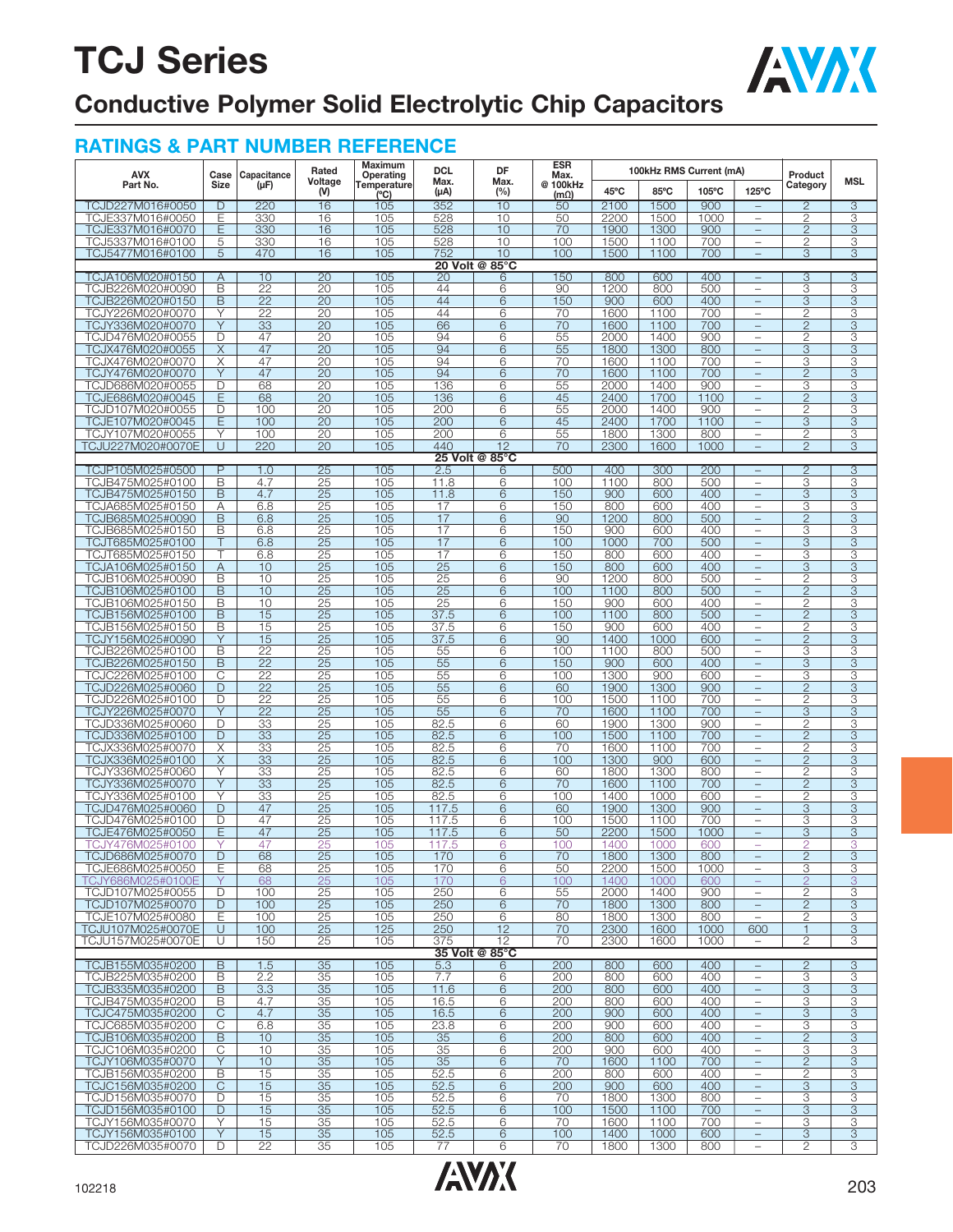# TCJ Series

## Conductive Polymer Solid Electrolytic Chip Capacitors

### RATINGS & PART NUMBER REFERENCE

| AVX Part No. | Case Size | Capacitance (μF) | Rated Voltage (V) | Maximum Operating Temperature (°C) | DCL Max. (μA) | DF Max. (%) | ESR Max. @ 100kHz (mΩ) | 100kHz RMS Current (mA) | | | | Product Category | MSL |
|---|---|---|---|---|---|---|---|---|---|---|---|---|---|
| | | | | | | | | 45°C | 85°C | 105°C | 125°C | | |
| TCJD227M016#0050 | D | 220 | 16 | 105 | 352 | 10 | 50 | 2100 | 1500 | 900 | – | 2 | 3 |
| TCJE337M016#0050 | E | 330 | 16 | 105 | 528 | 10 | 50 | 2200 | 1500 | 1000 | – | 2 | 3 |
| TCJE337M016#0070 | E | 330 | 16 | 105 | 528 | 10 | 70 | 1900 | 1300 | 900 | – | 2 | 3 |
| TCJ5337M016#0100 | 5 | 330 | 16 | 105 | 528 | 10 | 100 | 1500 | 1100 | 700 | – | 2 | 3 |
| TCJ5477M016#0100 | 5 | 470 | 16 | 105 | 752 | 10 | 100 | 1500 | 1100 | 700 | – | 3 | 3 |
| **20 Volt @ 85°C** | | | | | | | | | | | | | |
| TCJA106M020#0150 | A | 10 | 20 | 105 | 20 | 6 | 150 | 800 | 600 | 400 | – | 3 | 3 |
| TCJB226M020#0090 | B | 22 | 20 | 105 | 44 | 6 | 90 | 1200 | 800 | 500 | – | 3 | 3 |
| TCJB226M020#0150 | B | 22 | 20 | 105 | 44 | 6 | 150 | 900 | 600 | 400 | – | 3 | 3 |
| TCJY226M020#0070 | Y | 22 | 20 | 105 | 44 | 6 | 70 | 1600 | 1100 | 700 | – | 2 | 3 |
| TCJY336M020#0070 | Y | 33 | 20 | 105 | 66 | 6 | 70 | 1600 | 1100 | 700 | – | 2 | 3 |
| TCJD476M020#0055 | D | 47 | 20 | 105 | 94 | 6 | 55 | 2000 | 1400 | 900 | – | 2 | 3 |
| TCJX476M020#0055 | X | 47 | 20 | 105 | 94 | 6 | 55 | 1800 | 1300 | 800 | – | 3 | 3 |
| TCJX476M020#0070 | X | 47 | 20 | 105 | 94 | 6 | 70 | 1600 | 1100 | 700 | – | 3 | 3 |
| TCJY476M020#0070 | Y | 47 | 20 | 105 | 94 | 6 | 70 | 1600 | 1100 | 700 | – | 2 | 3 |
| TCJD686M020#0055 | D | 68 | 20 | 105 | 136 | 6 | 55 | 2000 | 1400 | 900 | – | 3 | 3 |
| TCJE686M020#0045 | E | 68 | 20 | 105 | 136 | 6 | 45 | 2400 | 1700 | 1100 | – | 2 | 3 |
| TCJD107M020#0055 | D | 100 | 20 | 105 | 200 | 6 | 55 | 2000 | 1400 | 900 | – | 2 | 3 |
| TCJE107M020#0045 | E | 100 | 20 | 105 | 200 | 6 | 45 | 2400 | 1700 | 1100 | – | 3 | 3 |
| TCJY107M020#0055 | Y | 100 | 20 | 105 | 200 | 6 | 55 | 1800 | 1300 | 800 | – | 2 | 3 |
| TCJU227M020#0070E | U | 220 | 20 | 105 | 440 | 12 | 70 | 2300 | 1600 | 1000 | – | 2 | 3 |
| **25 Volt @ 85°C** | | | | | | | | | | | | | |
| TCJP105M025#0500 | P | 1.0 | 25 | 105 | 2.5 | 6 | 500 | 400 | 300 | 200 | – | 2 | 3 |
| TCJB475M025#0100 | B | 4.7 | 25 | 105 | 11.8 | 6 | 100 | 1100 | 800 | 500 | – | 3 | 3 |
| TCJB475M025#0150 | B | 4.7 | 25 | 105 | 11.8 | 6 | 150 | 900 | 600 | 400 | – | 3 | 3 |
| TCJA685M025#0150 | A | 6.8 | 25 | 105 | 17 | 6 | 150 | 800 | 600 | 400 | – | 3 | 3 |
| TCJB685M025#0090 | B | 6.8 | 25 | 105 | 17 | 6 | 90 | 1200 | 800 | 500 | – | 2 | 3 |
| TCJB685M025#0150 | B | 6.8 | 25 | 105 | 17 | 6 | 150 | 900 | 600 | 400 | – | 3 | 3 |
| TCJT685M025#0100 | T | 6.8 | 25 | 105 | 17 | 6 | 100 | 1000 | 700 | 500 | – | 3 | 3 |
| TCJT685M025#0150 | T | 6.8 | 25 | 105 | 17 | 6 | 150 | 800 | 600 | 400 | – | 3 | 3 |
| TCJA106M025#0150 | A | 10 | 25 | 105 | 25 | 6 | 150 | 800 | 600 | 400 | – | 3 | 3 |
| TCJB106M025#0090 | B | 10 | 25 | 105 | 25 | 6 | 90 | 1200 | 800 | 500 | – | 2 | 3 |
| TCJB106M025#0100 | B | 10 | 25 | 105 | 25 | 6 | 100 | 1100 | 800 | 500 | – | 2 | 3 |
| TCJB106M025#0150 | B | 10 | 25 | 105 | 25 | 6 | 150 | 900 | 600 | 400 | – | 2 | 3 |
| TCJB156M025#0100 | B | 15 | 25 | 105 | 37.5 | 6 | 100 | 1100 | 800 | 500 | – | 2 | 3 |
| TCJB156M025#0150 | B | 15 | 25 | 105 | 37.5 | 6 | 150 | 900 | 600 | 400 | – | 2 | 3 |
| TCJY156M025#0090 | Y | 15 | 25 | 105 | 37.5 | 6 | 90 | 1400 | 1000 | 600 | – | 2 | 3 |
| TCJB226M025#0100 | B | 22 | 25 | 105 | 55 | 6 | 100 | 1100 | 800 | 500 | – | 3 | 3 |
| TCJB226M025#0150 | B | 22 | 25 | 105 | 55 | 6 | 150 | 900 | 600 | 400 | – | 3 | 3 |
| TCJC226M025#0100 | C | 22 | 25 | 105 | 55 | 6 | 100 | 1300 | 900 | 600 | – | 3 | 3 |
| TCJD226M025#0060 | D | 22 | 25 | 105 | 55 | 6 | 60 | 1900 | 1300 | 900 | – | 2 | 3 |
| TCJD226M025#0100 | D | 22 | 25 | 105 | 55 | 6 | 100 | 1500 | 1100 | 700 | – | 2 | 3 |
| TCJY226M025#0070 | Y | 22 | 25 | 105 | 55 | 6 | 70 | 1600 | 1100 | 700 | – | 3 | 3 |
| TCJD336M025#0060 | D | 33 | 25 | 105 | 82.5 | 6 | 60 | 1900 | 1300 | 900 | – | 2 | 3 |
| TCJD336M025#0100 | D | 33 | 25 | 105 | 82.5 | 6 | 100 | 1500 | 1100 | 700 | – | 2 | 3 |
| TCJX336M025#0070 | X | 33 | 25 | 105 | 82.5 | 6 | 70 | 1600 | 1100 | 700 | – | 2 | 3 |
| TCJX336M025#0100 | X | 33 | 25 | 105 | 82.5 | 6 | 100 | 1300 | 900 | 600 | – | 2 | 3 |
| TCJY336M025#0060 | Y | 33 | 25 | 105 | 82.5 | 6 | 60 | 1800 | 1300 | 800 | – | 2 | 3 |
| TCJY336M025#0070 | Y | 33 | 25 | 105 | 82.5 | 6 | 70 | 1600 | 1100 | 700 | – | 2 | 3 |
| TCJY336M025#0100 | Y | 33 | 25 | 105 | 82.5 | 6 | 100 | 1400 | 1000 | 600 | – | 2 | 3 |
| TCJD476M025#0060 | D | 47 | 25 | 105 | 117.5 | 6 | 60 | 1900 | 1300 | 900 | – | 3 | 3 |
| TCJD476M025#0100 | D | 47 | 25 | 105 | 117.5 | 6 | 100 | 1500 | 1100 | 700 | – | 3 | 3 |
| TCJE476M025#0050 | E | 47 | 25 | 105 | 117.5 | 6 | 50 | 2200 | 1500 | 1000 | – | 3 | 3 |
| TCJY476M025#0100 | Y | 47 | 25 | 105 | 117.5 | 6 | 100 | 1400 | 1000 | 600 | – | 2 | 3 |
| TCJD686M025#0070 | D | 68 | 25 | 105 | 170 | 6 | 70 | 1800 | 1300 | 800 | – | 2 | 3 |
| TCJE686M025#0050 | E | 68 | 25 | 105 | 170 | 6 | 50 | 2200 | 1500 | 1000 | – | 3 | 3 |
| TCJY686M025#0100E | Y | 68 | 25 | 105 | 170 | 6 | 100 | 1400 | 1000 | 600 | – | 2 | 3 |
| TCJD107M025#0055 | D | 100 | 25 | 105 | 250 | 6 | 55 | 2000 | 1400 | 900 | – | 2 | 3 |
| TCJD107M025#0070 | D | 100 | 25 | 105 | 250 | 6 | 70 | 1800 | 1300 | 800 | – | 2 | 3 |
| TCJE107M025#0080 | E | 100 | 25 | 105 | 250 | 6 | 80 | 1800 | 1300 | 800 | – | 2 | 3 |
| TCJU107M025#0070E | U | 100 | 25 | 125 | 250 | 12 | 70 | 2300 | 1600 | 1000 | 600 | 1 | 3 |
| TCJU157M025#0070E | U | 150 | 25 | 105 | 375 | 12 | 70 | 2300 | 1600 | 1000 | – | 2 | 3 |
| **35 Volt @ 85°C** | | | | | | | | | | | | | |
| TCJB155M035#0200 | B | 1.5 | 35 | 105 | 5.3 | 6 | 200 | 800 | 600 | 400 | – | 2 | 3 |
| TCJB225M035#0200 | B | 2.2 | 35 | 105 | 7.7 | 6 | 200 | 800 | 600 | 400 | – | 3 | 3 |
| TCJB335M035#0200 | B | 3.3 | 35 | 105 | 11.6 | 6 | 200 | 800 | 600 | 400 | – | 3 | 3 |
| TCJB475M035#0200 | B | 4.7 | 35 | 105 | 16.5 | 6 | 200 | 800 | 600 | 400 | – | 3 | 3 |
| TCJC475M035#0200 | C | 4.7 | 35 | 105 | 16.5 | 6 | 200 | 900 | 600 | 400 | – | 3 | 3 |
| TCJC685M035#0200 | C | 6.8 | 35 | 105 | 23.8 | 6 | 200 | 900 | 600 | 400 | – | 3 | 3 |
| TCJB106M035#0200 | B | 10 | 35 | 105 | 35 | 6 | 200 | 800 | 600 | 400 | – | 2 | 3 |
| TCJC106M035#0200 | C | 10 | 35 | 105 | 35 | 6 | 200 | 900 | 600 | 400 | – | 3 | 3 |
| TCJY106M035#0070 | Y | 10 | 35 | 105 | 35 | 6 | 70 | 1600 | 1100 | 700 | – | 2 | 3 |
| TCJB156M035#0200 | B | 15 | 35 | 105 | 52.5 | 6 | 200 | 800 | 600 | 400 | – | 2 | 3 |
| TCJC156M035#0200 | C | 15 | 35 | 105 | 52.5 | 6 | 200 | 900 | 600 | 400 | – | 3 | 3 |
| TCJD156M035#0070 | D | 15 | 35 | 105 | 52.5 | 6 | 70 | 1800 | 1300 | 800 | – | 3 | 3 |
| TCJD156M035#0100 | D | 15 | 35 | 105 | 52.5 | 6 | 100 | 1500 | 1100 | 700 | – | 3 | 3 |
| TCJY156M035#0070 | Y | 15 | 35 | 105 | 52.5 | 6 | 70 | 1600 | 1100 | 700 | – | 3 | 3 |
| TCJY156M035#0100 | Y | 15 | 35 | 105 | 52.5 | 6 | 100 | 1400 | 1000 | 600 | – | 3 | 3 |
| TCJD226M035#0070 | D | 22 | 35 | 105 | 77 | 6 | 70 | 1800 | 1300 | 800 | – | 2 | 3 |

102218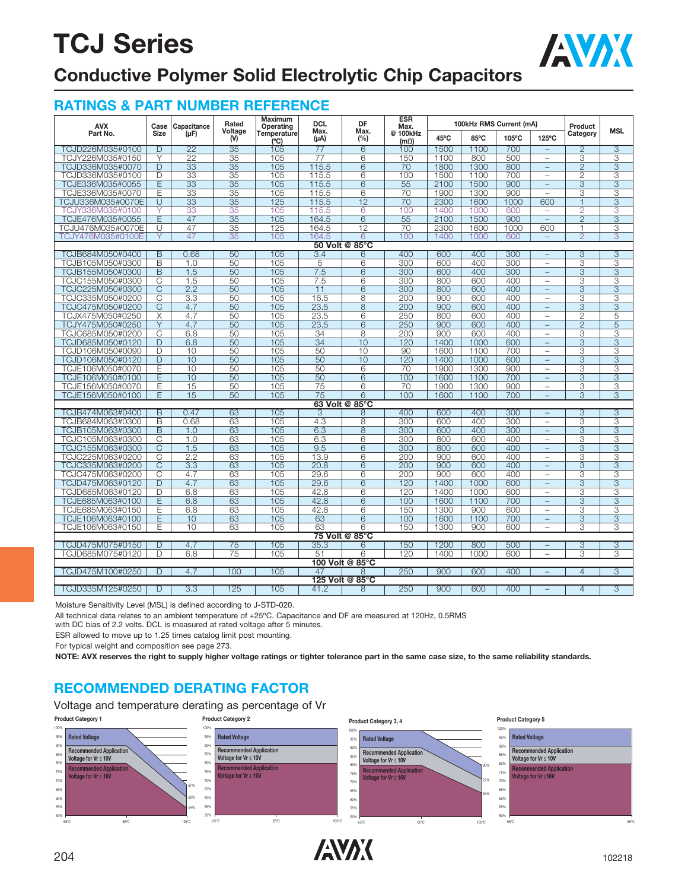# TCJ Series

## Conductive Polymer Solid Electrolytic Chip Capacitors

### RATINGS & PART NUMBER REFERENCE

| AVX Part No. | Case Size | Capacitance (μF) | Rated Voltage (V) | Maximum Operating Temperature (ºC) | DCL Max. (μA) | DF Max. (%) | ESR Max. @ 100kHz (mΩ) | 100kHz RMS Current (mA) | | | | Product Category | MSL |
|---|---|---|---|---|---|---|---|---|---|---|---|---|---|
| | | | | | | | | 45ºC | 85ºC | 105ºC | 125ºC | | |
| TCJD226M035#0100 | D | 22 | 35 | 105 | 77 | 6 | 100 | 1500 | 1100 | 700 | – | 2 | 3 |
| TCJY226M035#0150 | Y | 22 | 35 | 105 | 77 | 6 | 150 | 1100 | 800 | 500 | – | 3 | 3 |
| TCJD336M035#0070 | D | 33 | 35 | 105 | 115.5 | 6 | 70 | 1800 | 1300 | 800 | – | 2 | 3 |
| TCJD336M035#0100 | D | 33 | 35 | 105 | 115.5 | 6 | 100 | 1500 | 1100 | 700 | – | 2 | 3 |
| TCJE336M035#0055 | E | 33 | 35 | 105 | 115.5 | 6 | 55 | 2100 | 1500 | 900 | – | 3 | 3 |
| TCJE336M035#0070 | E | 33 | 35 | 105 | 115.5 | 6 | 70 | 1900 | 1300 | 900 | – | 3 | 3 |
| TCJU336M035#0070E | U | 33 | 35 | 125 | 115.5 | 12 | 70 | 2300 | 1600 | 1000 | 600 | 1 | 3 |
| TCJY336M035#0100 | Y | 33 | 35 | 105 | 115.5 | 6 | 100 | 1400 | 1000 | 600 | – | 2 | 3 |
| TCJE476M035#0055 | E | 47 | 35 | 105 | 164.5 | 6 | 55 | 2100 | 1500 | 900 | – | 2 | 3 |
| TCJU476M035#0070E | U | 47 | 35 | 125 | 164.5 | 12 | 70 | 2300 | 1600 | 1000 | 600 | 1 | 3 |
| TCJY476M035#0100E | Y | 47 | 35 | 105 | 164.5 | 6 | 100 | 1400 | 1000 | 600 | – | 2 | 3 |
| **50 Volt @ 85°C** | | | | | | | | | | | | | |
| TCJB684M050#0400 | B | 0.68 | 50 | 105 | 3.4 | 6 | 400 | 600 | 400 | 300 | – | 3 | 3 |
| TCJB105M050#0300 | B | 1.0 | 50 | 105 | 5 | 6 | 300 | 600 | 400 | 300 | – | 3 | 3 |
| TCJB155M050#0300 | B | 1.5 | 50 | 105 | 7.5 | 6 | 300 | 600 | 400 | 300 | – | 3 | 3 |
| TCJC155M050#0300 | C | 1.5 | 50 | 105 | 7.5 | 6 | 300 | 800 | 600 | 400 | – | 3 | 3 |
| TCJC225M050#0300 | C | 2.2 | 50 | 105 | 11 | 6 | 300 | 800 | 600 | 400 | – | 3 | 3 |
| TCJC335M050#0200 | C | 3.3 | 50 | 105 | 16.5 | 8 | 200 | 900 | 600 | 400 | – | 3 | 3 |
| TCJC475M050#0200 | C | 4.7 | 50 | 105 | 23.5 | 8 | 200 | 900 | 600 | 400 | – | 3 | 3 |
| TCJX475M050#0250 | X | 4.7 | 50 | 105 | 23.5 | 6 | 250 | 800 | 600 | 400 | – | 2 | 5 |
| TCJY475M050#0250 | Y | 4.7 | 50 | 105 | 23.5 | 6 | 250 | 900 | 600 | 400 | – | 2 | 5 |
| TCJC685M050#0200 | C | 6.8 | 50 | 105 | 34 | 8 | 200 | 900 | 600 | 400 | – | 3 | 3 |
| TCJD685M050#0120 | D | 6.8 | 50 | 105 | 34 | 10 | 120 | 1400 | 1000 | 600 | – | 3 | 3 |
| TCJD106M050#0090 | D | 10 | 50 | 105 | 50 | 10 | 90 | 1600 | 1100 | 700 | – | 3 | 3 |
| TCJD106M050#0120 | D | 10 | 50 | 105 | 50 | 10 | 120 | 1400 | 1000 | 600 | – | 3 | 3 |
| TCJE106M050#0070 | E | 10 | 50 | 105 | 50 | 6 | 70 | 1900 | 1300 | 900 | – | 3 | 3 |
| TCJE106M050#0100 | E | 10 | 50 | 105 | 50 | 6 | 100 | 1600 | 1100 | 700 | – | 3 | 3 |
| TCJE156M050#0070 | E | 15 | 50 | 105 | 75 | 6 | 70 | 1900 | 1300 | 900 | – | 3 | 3 |
| TCJE156M050#0100 | E | 15 | 50 | 105 | 75 | 6 | 100 | 1600 | 1100 | 700 | – | 3 | 3 |
| **63 Volt @ 85°C** | | | | | | | | | | | | | |
| TCJB474M063#0400 | B | 0.47 | 63 | 105 | 3 | 8 | 400 | 600 | 400 | 300 | – | 3 | 3 |
| TCJB684M063#0300 | B | 0.68 | 63 | 105 | 4.3 | 8 | 300 | 600 | 400 | 300 | – | 3 | 3 |
| TCJB105M063#0300 | B | 1.0 | 63 | 105 | 6.3 | 8 | 300 | 600 | 400 | 300 | – | 3 | 3 |
| TCJC105M063#0300 | C | 1.0 | 63 | 105 | 6.3 | 6 | 300 | 800 | 600 | 400 | – | 3 | 3 |
| TCJC155M063#0300 | C | 1.5 | 63 | 105 | 9.5 | 6 | 300 | 800 | 600 | 400 | – | 3 | 3 |
| TCJC225M063#0200 | C | 2.2 | 63 | 105 | 13.9 | 6 | 200 | 900 | 600 | 400 | – | 3 | 3 |
| TCJC335M063#0200 | C | 3.3 | 63 | 105 | 20.8 | 6 | 200 | 900 | 600 | 400 | – | 3 | 3 |
| TCJC475M063#0200 | C | 4.7 | 63 | 105 | 29.6 | 6 | 200 | 900 | 600 | 400 | – | 3 | 3 |
| TCJD475M063#0120 | D | 4.7 | 63 | 105 | 29.6 | 6 | 120 | 1400 | 1000 | 600 | – | 3 | 3 |
| TCJD685M063#0120 | D | 6.8 | 63 | 105 | 42.8 | 6 | 120 | 1400 | 1000 | 600 | – | 3 | 3 |
| TCJE685M063#0100 | E | 6.8 | 63 | 105 | 42.8 | 6 | 100 | 1600 | 1100 | 700 | – | 3 | 3 |
| TCJE685M063#0150 | E | 6.8 | 63 | 105 | 42.8 | 6 | 150 | 1300 | 900 | 600 | – | 3 | 3 |
| TCJE106M063#0100 | E | 10 | 63 | 105 | 63 | 6 | 100 | 1600 | 1100 | 700 | – | 3 | 3 |
| TCJE106M063#0150 | E | 10 | 63 | 105 | 63 | 6 | 150 | 1300 | 900 | 600 | – | 3 | 3 |
| **75 Volt @ 85°C** | | | | | | | | | | | | | |
| TCJD475M075#0150 | D | 4.7 | 75 | 105 | 35.3 | 6 | 150 | 1200 | 800 | 500 | – | 3 | 3 |
| TCJD685M075#0120 | D | 6.8 | 75 | 105 | 51 | 6 | 120 | 1400 | 1000 | 600 | – | 3 | 3 |
| **100 Volt @ 85°C** | | | | | | | | | | | | | |
| TCJD475M100#0250 | D | 4.7 | 100 | 105 | 47 | 8 | 250 | 900 | 600 | 400 | – | 4 | 3 |
| **125 Volt @ 85°C** | | | | | | | | | | | | | |
| TCJD335M125#0250 | D | 3.3 | 125 | 105 | 41.2 | 8 | 250 | 900 | 600 | 400 | – | 4 | 3 |

Moisture Sensitivity Level (MSL) is defined according to J-STD-020.

All technical data relates to an ambient temperature of +25ºC. Capacitance and DF are measured at 120Hz, 0.5RMS with DC bias of 2.2 volts. DCL is measured at rated voltage after 5 minutes.

ESR allowed to move up to 1.25 times catalog limit post mounting.

For typical weight and composition see page 273.

**NOTE: AVX reserves the right to supply higher voltage ratings or tighter tolerance part in the same case size, to the same reliability standards.**

### RECOMMENDED DERATING FACTOR

Voltage and temperature derating as percentage of Vr

**Product Category 1**

Rated Voltage; Recommended Application Voltage for Vr ≤ 10V; Recommended Application Voltage for Vr ≥ 16V (-55ºC, 85ºC, 125ºC; 67%, 60%, 54%)

**Product Category 2**

Rated Voltage; Recommended Application Voltage for Vr ≤ 10V; Recommended Application Voltage for Vr ≥ 16V (-55ºC, 85ºC, 105ºC)

**Product Category 3, 4**

Rated Voltage; Recommended Application Voltage for Vr ≤ 10V; Recommended Application Voltage for Vr ≥ 16V (-55ºC, 85ºC, 105ºC; 80%, 72%, 64%)

**Product Category 5**

Rated Voltage; Recommended Application Voltage for Vr ≤ 10V; Recommended Application Voltage for Vr ≥16V (-55ºC, 85ºC)

102218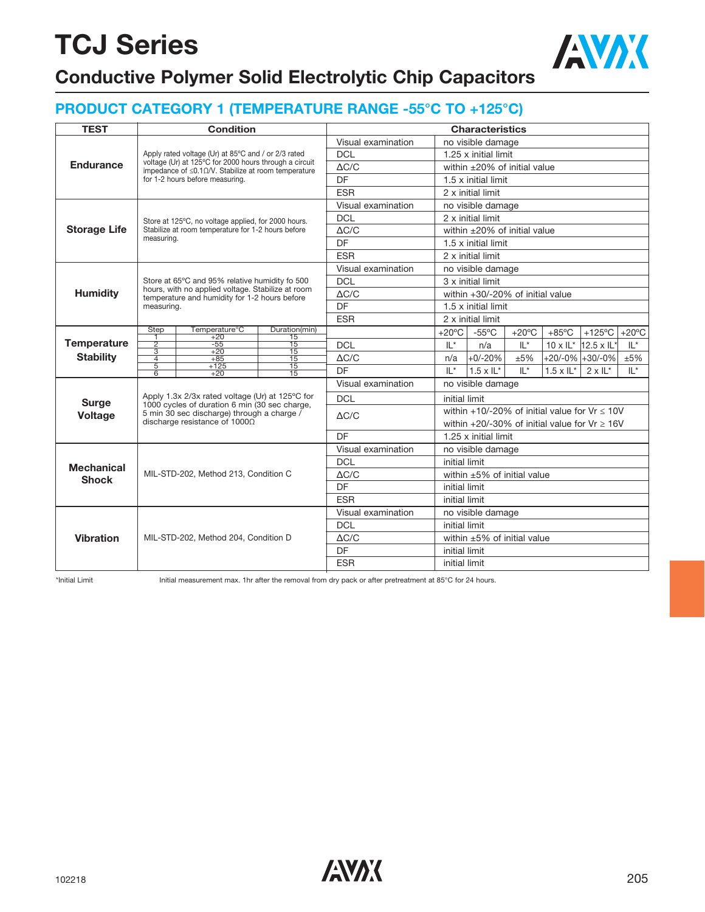# TCJ Series

## Conductive Polymer Solid Electrolytic Chip Capacitors

### PRODUCT CATEGORY 1 (TEMPERATURE RANGE -55°C TO +125°C)

| TEST | Condition | Characteristics | |
|---|---|---|---|
| Endurance | Apply rated voltage (Ur) at 85°C and / or 2/3 rated voltage (Ur) at 125°C for 2000 hours through a circuit impedance of ≤0.1Ω/V. Stabilize at room temperature for 1-2 hours before measuring. | Visual examination | no visible damage |
| | | DCL | 1.25 x initial limit |
| | | ΔC/C | within ±20% of initial value |
| | | DF | 1.5 x initial limit |
| | | ESR | 2 x initial limit |
| Storage Life | Store at 125°C, no voltage applied, for 2000 hours. Stabilize at room temperature for 1-2 hours before measuring. | Visual examination | no visible damage |
| | | DCL | 2 x initial limit |
| | | ΔC/C | within ±20% of initial value |
| | | DF | 1.5 x initial limit |
| | | ESR | 2 x initial limit |
| Humidity | Store at 65°C and 95% relative humidity fo 500 hours, with no applied voltage. Stabilize at room temperature and humidity for 1-2 hours before measuring. | Visual examination | no visible damage |
| | | DCL | 3 x initial limit |
| | | ΔC/C | within +30/-20% of initial value |
| | | DF | 1.5 x initial limit |
| | | ESR | 2 x initial limit |

**Temperature Stability**

| Step | Temperature°C | Duration(min) |
|---|---|---|
| 1 | +20 | 15 |
| 2 | -55 | 15 |
| 3 | +20 | 15 |
| 4 | +85 | 15 |
| 5 | +125 | 15 |
| 6 | +20 | 15 |

| | +20°C | -55°C | +20°C | +85°C | +125°C | +20°C |
|---|---|---|---|---|---|---|
| DCL | IL* | n/a | IL* | 10 x IL* | 12.5 x IL* | IL* |
| ΔC/C | n/a | +0/-20% | ±5% | +20/-0% | +30/-0% | ±5% |
| DF | IL* | 1.5 x IL* | IL* | 1.5 x IL* | 2 x IL* | IL* |

| TEST | Condition | Characteristics | |
|---|---|---|---|
| Surge Voltage | Apply 1.3x 2/3x rated voltage (Ur) at 125°C for 1000 cycles of duration 6 min (30 sec charge, 5 min 30 sec discharge) through a charge / discharge resistance of 1000Ω | Visual examination | no visible damage |
| | | DCL | initial limit |
| | | ΔC/C | within +10/-20% of initial value for Vr ≤ 10V<br>within +20/-30% of initial value for Vr ≥ 16V |
| | | DF | 1.25 x initial limit |
| Mechanical Shock | MIL-STD-202, Method 213, Condition C | Visual examination | no visible damage |
| | | DCL | initial limit |
| | | ΔC/C | within ±5% of initial value |
| | | DF | initial limit |
| | | ESR | initial limit |
| Vibration | MIL-STD-202, Method 204, Condition D | Visual examination | no visible damage |
| | | DCL | initial limit |
| | | ΔC/C | within ±5% of initial value |
| | | DF | initial limit |
| | | ESR | initial limit |

*Initial Limit — Initial measurement max. 1hr after the removal from dry pack or after pretreatment at 85°C for 24 hours.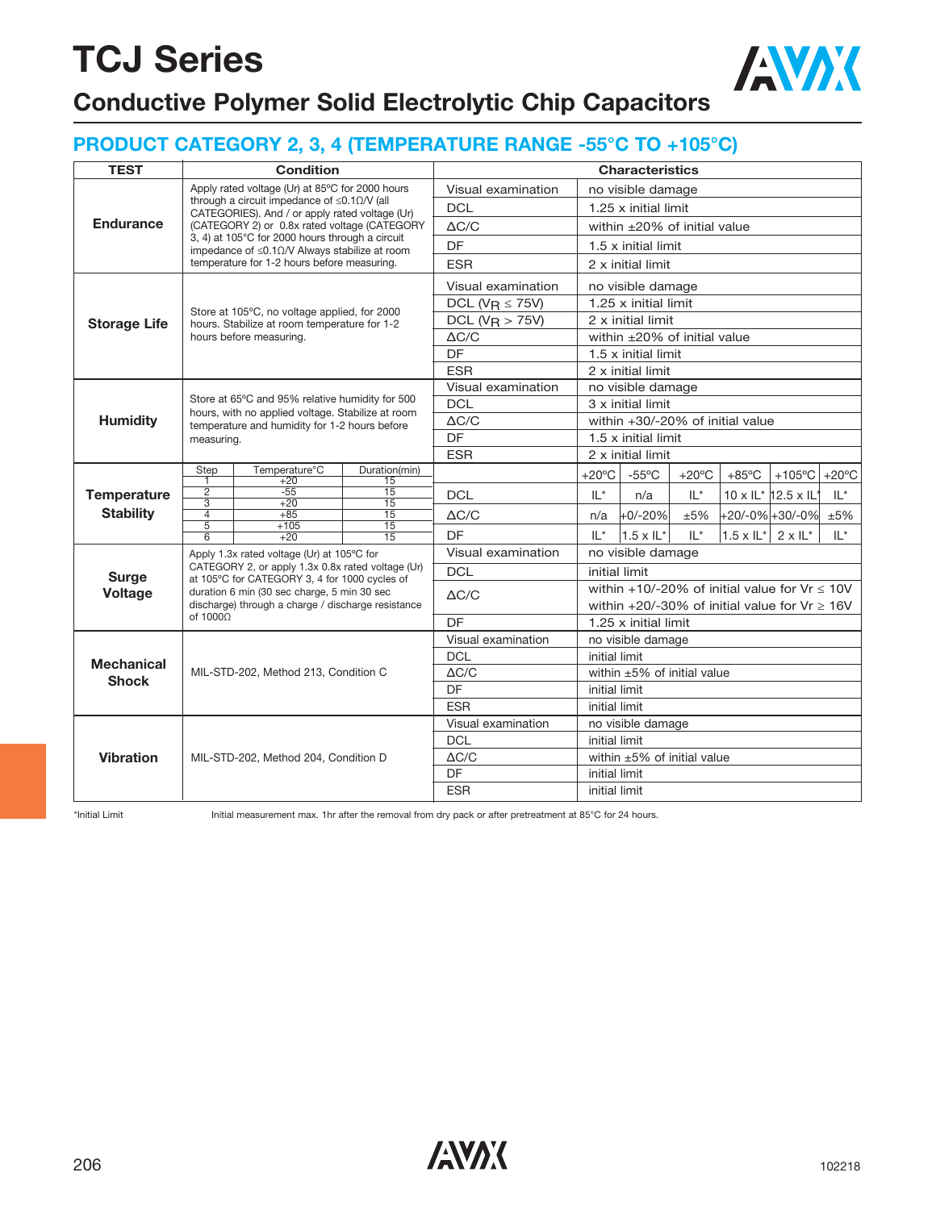# TCJ Series

## Conductive Polymer Solid Electrolytic Chip Capacitors

### PRODUCT CATEGORY 2, 3, 4 (TEMPERATURE RANGE -55°C TO +105°C)

| TEST | Condition | Characteristics | |
|---|---|---|---|
| **Endurance** | Apply rated voltage (Ur) at 85ºC for 2000 hours through a circuit impedance of ≤0.1Ω/V (all CATEGORIES). And / or apply rated voltage (Ur) (CATEGORY 2) or 0.8x rated voltage (CATEGORY 3, 4) at 105°C for 2000 hours through a circuit impedance of ≤0.1Ω/V Always stabilize at room temperature for 1-2 hours before measuring. | Visual examination | no visible damage |
| | | DCL | 1.25 x initial limit |
| | | ΔC/C | within ±20% of initial value |
| | | DF | 1.5 x initial limit |
| | | ESR | 2 x initial limit |
| **Storage Life** | Store at 105ºC, no voltage applied, for 2000 hours. Stabilize at room temperature for 1-2 hours before measuring. | Visual examination | no visible damage |
| | | DCL ($V_R$ ≤ 75V) | 1.25 x initial limit |
| | | DCL ($V_R$ > 75V) | 2 x initial limit |
| | | ΔC/C | within ±20% of initial value |
| | | DF | 1.5 x initial limit |
| | | ESR | 2 x initial limit |
| **Humidity** | Store at 65ºC and 95% relative humidity for 500 hours, with no applied voltage. Stabilize at room temperature and humidity for 1-2 hours before measuring. | Visual examination | no visible damage |
| | | DCL | 3 x initial limit |
| | | ΔC/C | within +30/-20% of initial value |
| | | DF | 1.5 x initial limit |
| | | ESR | 2 x initial limit |
| **Surge Voltage** | Apply 1.3x rated voltage (Ur) at 105ºC for CATEGORY 2, or apply 1.3x 0.8x rated voltage (Ur) at 105ºC for CATEGORY 3, 4 for 1000 cycles of duration 6 min (30 sec charge, 5 min 30 sec discharge) through a charge / discharge resistance of 1000Ω | Visual examination | no visible damage |
| | | DCL | initial limit |
| | | ΔC/C | within +10/-20% of initial value for Vr ≤ 10V<br>within +20/-30% of initial value for Vr ≥ 16V |
| | | DF | 1.25 x initial limit |
| **Mechanical Shock** | MIL-STD-202, Method 213, Condition C | Visual examination | no visible damage |
| | | DCL | initial limit |
| | | ΔC/C | within ±5% of initial value |
| | | DF | initial limit |
| | | ESR | initial limit |
| **Vibration** | MIL-STD-202, Method 204, Condition D | Visual examination | no visible damage |
| | | DCL | initial limit |
| | | ΔC/C | within ±5% of initial value |
| | | DF | initial limit |
| | | ESR | initial limit |

**Temperature Stability**

| Step | Temperature°C | Duration(min) |
|---|---|---|
| 1 | +20 | 15 |
| 2 | -55 | 15 |
| 3 | +20 | 15 |
| 4 | +85 | 15 |
| 5 | +105 | 15 |
| 6 | +20 | 15 |

| | +20ºC | -55ºC | +20ºC | +85ºC | +105ºC | +20ºC |
|---|---|---|---|---|---|---|
| DCL | IL* | n/a | IL* | 10 x IL* | 12.5 x IL* | IL* |
| ΔC/C | n/a | +0/-20% | ±5% | +20/-0% | +30/-0% | ±5% |
| DF | IL* | 1.5 x IL* | IL* | 1.5 x IL* | 2 x IL* | IL* |

*Initial Limit — Initial measurement max. 1hr after the removal from dry pack or after pretreatment at 85°C for 24 hours.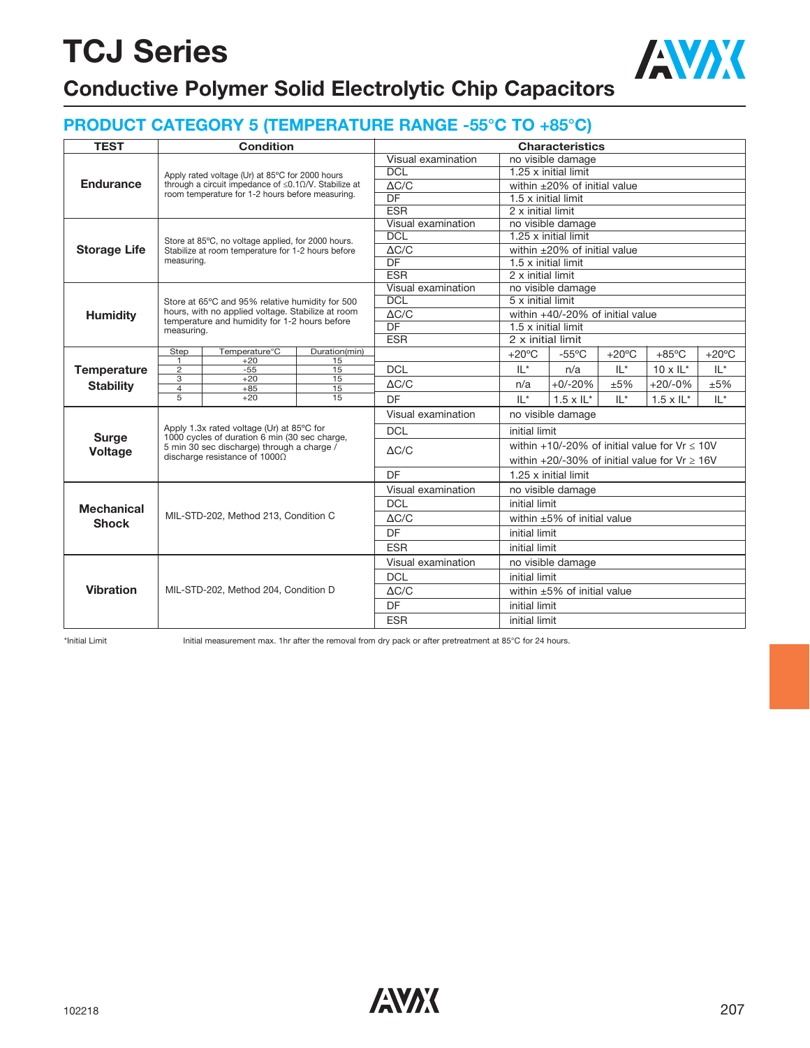# TCJ Series

## Conductive Polymer Solid Electrolytic Chip Capacitors

### PRODUCT CATEGORY 5 (TEMPERATURE RANGE -55°C TO +85°C)

| TEST | Condition | Characteristics | |
|---|---|---|---|
| Endurance | Apply rated voltage (Ur) at 85°C for 2000 hours through a circuit impedance of ≤0.1Ω/V. Stabilize at room temperature for 1-2 hours before measuring. | Visual examination | no visible damage |
| | | DCL | 1.25 x initial limit |
| | | ΔC/C | within ±20% of initial value |
| | | DF | 1.5 x initial limit |
| | | ESR | 2 x initial limit |
| Storage Life | Store at 85°C, no voltage applied, for 2000 hours. Stabilize at room temperature for 1-2 hours before measuring. | Visual examination | no visible damage |
| | | DCL | 1.25 x initial limit |
| | | ΔC/C | within ±20% of initial value |
| | | DF | 1.5 x initial limit |
| | | ESR | 2 x initial limit |
| Humidity | Store at 65°C and 95% relative humidity for 500 hours, with no applied voltage. Stabilize at room temperature and humidity for 1-2 hours before measuring. | Visual examination | no visible damage |
| | | DCL | 5 x initial limit |
| | | ΔC/C | within +40/-20% of initial value |
| | | DF | 1.5 x initial limit |
| | | ESR | 2 x initial limit |

**Temperature Stability**

| Step | Temperature°C | Duration(min) |
|---|---|---|
| 1 | +20 | 15 |
| 2 | -55 | 15 |
| 3 | +20 | 15 |
| 4 | +85 | 15 |
| 5 | +20 | 15 |

| | +20°C | -55°C | +20°C | +85°C | +20°C |
|---|---|---|---|---|---|
| DCL | IL* | n/a | IL* | 10 x IL* | IL* |
| ΔC/C | n/a | +0/-20% | ±5% | +20/-0% | ±5% |
| DF | IL* | 1.5 x IL* | IL* | 1.5 x IL* | IL* |

| TEST | Condition | Characteristics | |
|---|---|---|---|
| Surge Voltage | Apply 1.3x rated voltage (Ur) at 85°C for 1000 cycles of duration 6 min (30 sec charge, 5 min 30 sec discharge) through a charge / discharge resistance of 1000Ω | Visual examination | no visible damage |
| | | DCL | initial limit |
| | | ΔC/C | within +10/-20% of initial value for Vr ≤ 10V<br>within +20/-30% of initial value for Vr ≥ 16V |
| | | DF | 1.25 x initial limit |
| Mechanical Shock | MIL-STD-202, Method 213, Condition C | Visual examination | no visible damage |
| | | DCL | initial limit |
| | | ΔC/C | within ±5% of initial value |
| | | DF | initial limit |
| | | ESR | initial limit |
| Vibration | MIL-STD-202, Method 204, Condition D | Visual examination | no visible damage |
| | | DCL | initial limit |
| | | ΔC/C | within ±5% of initial value |
| | | DF | initial limit |
| | | ESR | initial limit |

*Initial Limit — Initial measurement max. 1hr after the removal from dry pack or after pretreatment at 85°C for 24 hours.

102218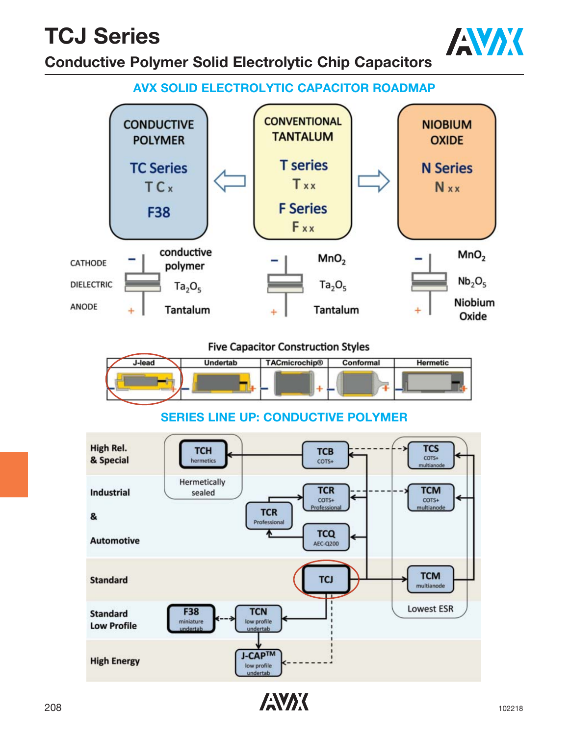# TCJ Series

## Conductive Polymer Solid Electrolytic Chip Capacitors

### AVX SOLID ELECTROLYTIC CAPACITOR ROADMAP

CONDUCTIVE POLYMER

TC Series

T C x

F38

CONVENTIONAL TANTALUM

T series

T x x

F Series

F x x

NIOBIUM OXIDE

N Series

N x x

CATHODE

DIELECTRIC

ANODE

conductive polymer

$Ta_2O_5$

Tantalum

$MnO_2$

$Ta_2O_5$

Tantalum

$MnO_2$

$Nb_2O_5$

Niobium Oxide

Five Capacitor Construction Styles

J-lead

Undertab

TACmicrochip®

Conformal

Hermetic

### SERIES LINE UP: CONDUCTIVE POLYMER

High Rel. & Special

Industrial & Automotive

Standard

Standard Low Profile

High Energy

TCH hermetics

Hermetically sealed

TCB COTS+

TCS COTS+ multianode

TCR COTS+ Professional

TCM COTS+ multianode

TCR Professional

TCQ AEC-Q200

TCJ

TCM multianode

Lowest ESR

F38 miniature undertab

TCN low profile undertab

J-CAP™ low profile undertab